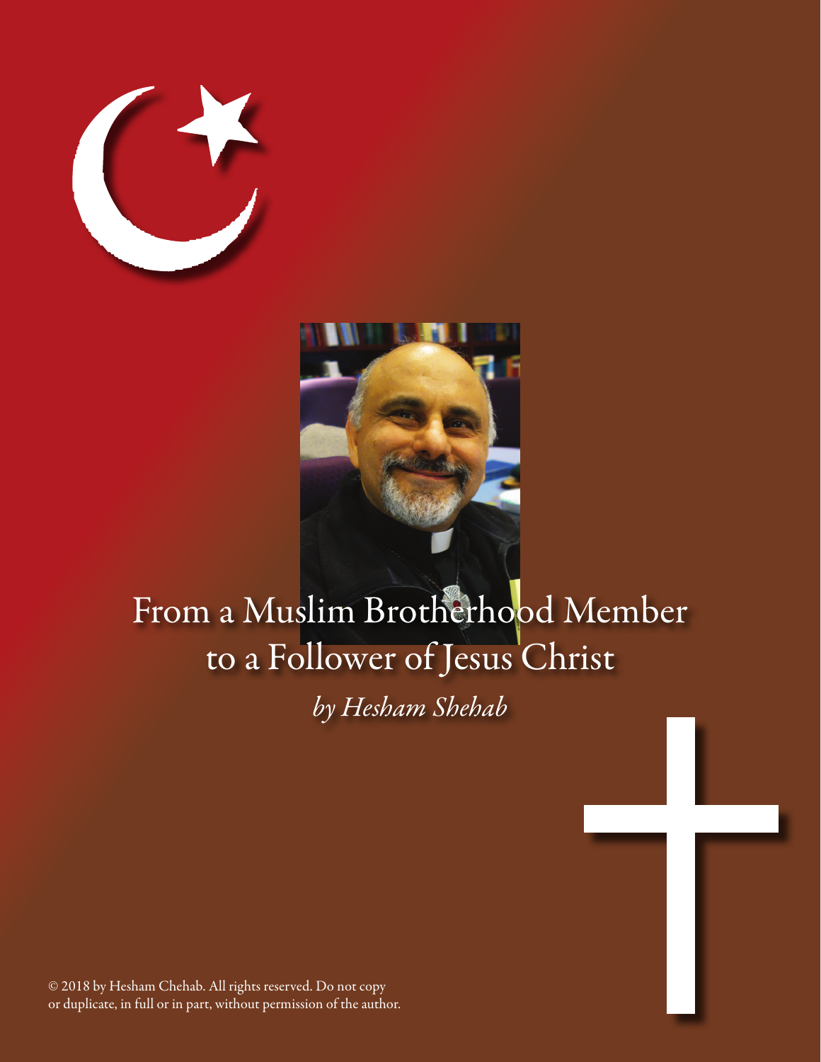# From a Muslim Brotherhood Member to a Follower of Jesus Christ

*by Hesham Shehab*

© 2018 by Hesham Chehab. All rights reserved. Do not copy or duplicate, in full or in part, without permission of the author.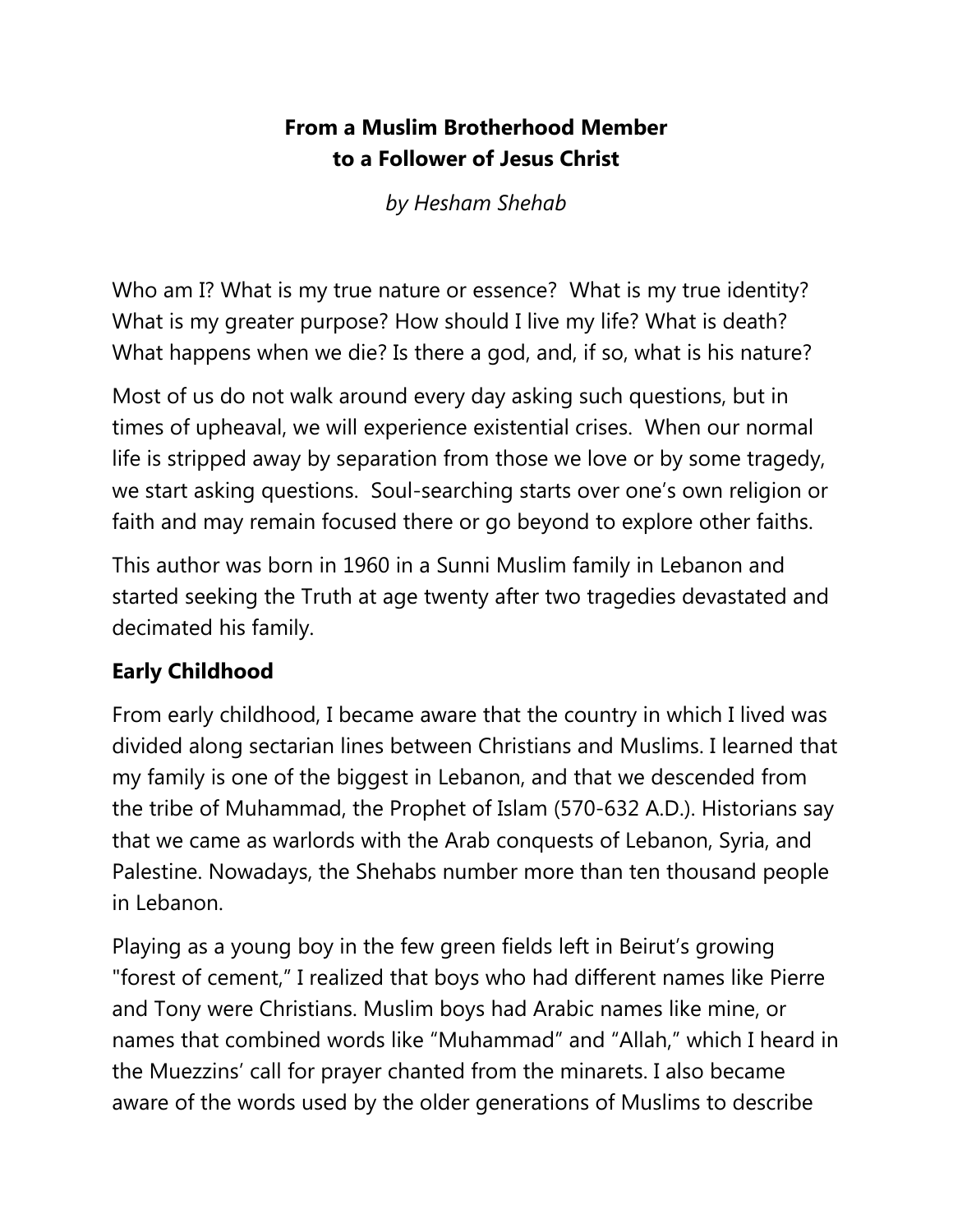**From a Muslim Brotherhood Member to a Follower of Jesus Christ**

*by Hesham Shehab*

Who am I? What is my true nature or essence? What is my true identity? What is my greater purpose? How should I live my life? What is death? What happens when we die? Is there a god, and, if so, what is his nature?

Most of us do not walk around every day asking such questions, but in times of upheaval, we will experience existential crises. When our normal life is stripped away by separation from those we love or by some tragedy, we start asking questions. Soul-searching starts over one's own religion or faith and may remain focused there or go beyond to explore other faiths.

This author was born in 1960 in a Sunni Muslim family in Lebanon and started seeking the Truth at age twenty after two tragedies devastated and decimated his family.

## Early Childhood

From early childhood, I became aware that the country in which I lived was divided along sectarian lines between Christians and Muslims. I learned that my family is one of the biggest in Lebanon, and that we descended from the tribe of Muhammad, the Prophet of Islam (570-632 A.D.). Historians say that we came as warlords with the Arab conquests of Lebanon, Syria, and Palestine. Nowadays, the Shehabs number more than ten thousand people in Lebanon.

Playing as a young boy in the few green fields left in Beirut's growing "forest of cement," I realized that boys who had different names like Pierre and Tony were Christians. Muslim boys had Arabic names like mine, or names that combined words like "Muhammad" and "Allah," which I heard in the Muezzins' call for prayer chanted from the minarets. I also became aware of the words used by the older generations of Muslims to describe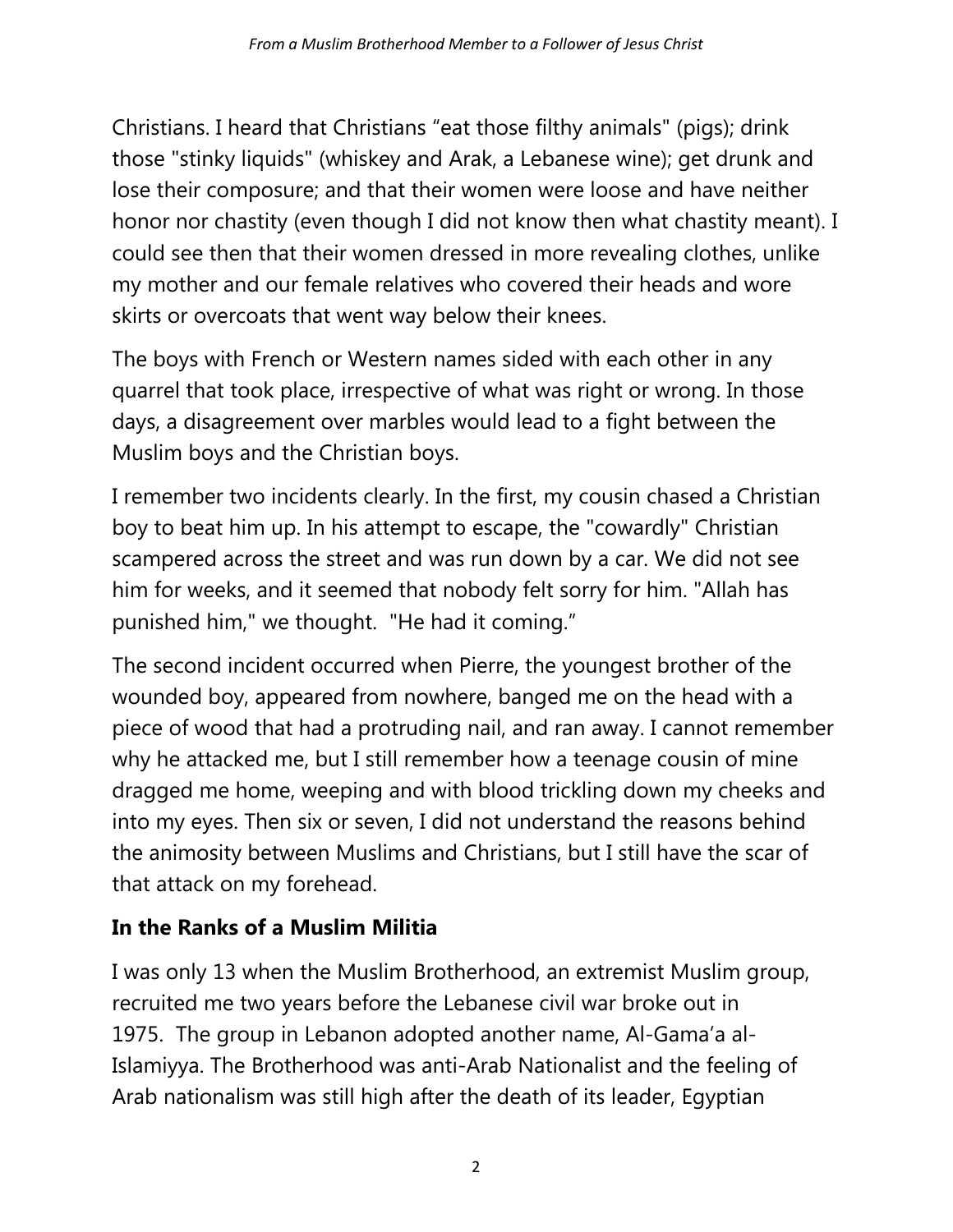Christians. I heard that Christians “eat those filthy animals" (pigs); drink those "stinky liquids" (whiskey and Arak, a Lebanese wine); get drunk and lose their composure; and that their women were loose and have neither honor nor chastity (even though I did not know then what chastity meant). I could see then that their women dressed in more revealing clothes, unlike my mother and our female relatives who covered their heads and wore skirts or overcoats that went way below their knees.

The boys with French or Western names sided with each other in any quarrel that took place, irrespective of what was right or wrong. In those days, a disagreement over marbles would lead to a fight between the Muslim boys and the Christian boys.

I remember two incidents clearly. In the first, my cousin chased a Christian boy to beat him up. In his attempt to escape, the "cowardly" Christian scampered across the street and was run down by a car. We did not see him for weeks, and it seemed that nobody felt sorry for him. "Allah has punished him," we thought. "He had it coming.”

The second incident occurred when Pierre, the youngest brother of the wounded boy, appeared from nowhere, banged me on the head with a piece of wood that had a protruding nail, and ran away. I cannot remember why he attacked me, but I still remember how a teenage cousin of mine dragged me home, weeping and with blood trickling down my cheeks and into my eyes. Then six or seven, I did not understand the reasons behind the animosity between Muslims and Christians, but I still have the scar of that attack on my forehead.

### In the Ranks of a Muslim Militia

I was only 13 when the Muslim Brotherhood, an extremist Muslim group, recruited me two years before the Lebanese civil war broke out in 1975. The group in Lebanon adopted another name, Al-Gama’a al-Islamiyya. The Brotherhood was anti-Arab Nationalist and the feeling of Arab nationalism was still high after the death of its leader, Egyptian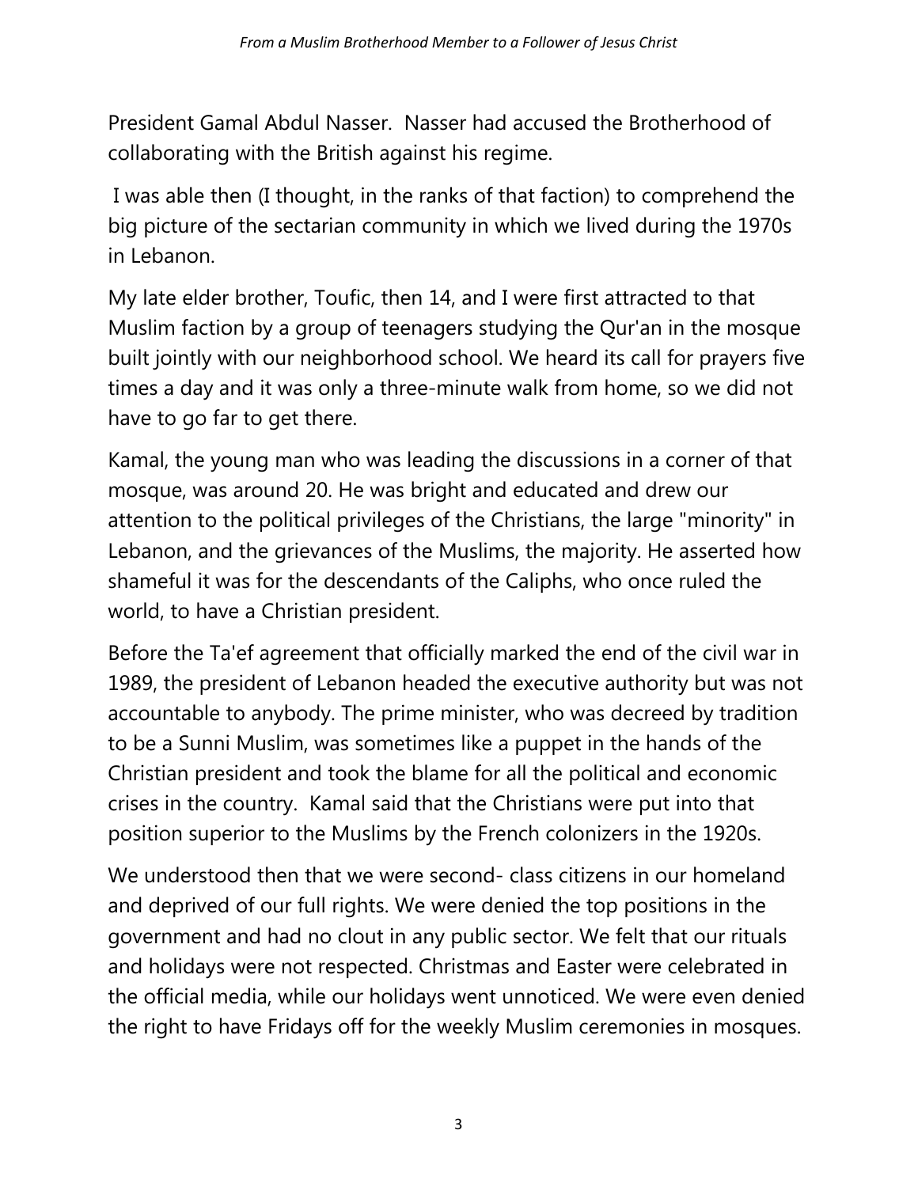President Gamal Abdul Nasser. Nasser had accused the Brotherhood of collaborating with the British against his regime.

I was able then (I thought, in the ranks of that faction) to comprehend the big picture of the sectarian community in which we lived during the 1970s in Lebanon.

My late elder brother, Toufic, then 14, and I were first attracted to that Muslim faction by a group of teenagers studying the Qur'an in the mosque built jointly with our neighborhood school. We heard its call for prayers five times a day and it was only a three-minute walk from home, so we did not have to go far to get there.

Kamal, the young man who was leading the discussions in a corner of that mosque, was around 20. He was bright and educated and drew our attention to the political privileges of the Christians, the large "minority" in Lebanon, and the grievances of the Muslims, the majority. He asserted how shameful it was for the descendants of the Caliphs, who once ruled the world, to have a Christian president.

Before the Ta'ef agreement that officially marked the end of the civil war in 1989, the president of Lebanon headed the executive authority but was not accountable to anybody. The prime minister, who was decreed by tradition to be a Sunni Muslim, was sometimes like a puppet in the hands of the Christian president and took the blame for all the political and economic crises in the country. Kamal said that the Christians were put into that position superior to the Muslims by the French colonizers in the 1920s.

We understood then that we were second- class citizens in our homeland and deprived of our full rights. We were denied the top positions in the government and had no clout in any public sector. We felt that our rituals and holidays were not respected. Christmas and Easter were celebrated in the official media, while our holidays went unnoticed. We were even denied the right to have Fridays off for the weekly Muslim ceremonies in mosques.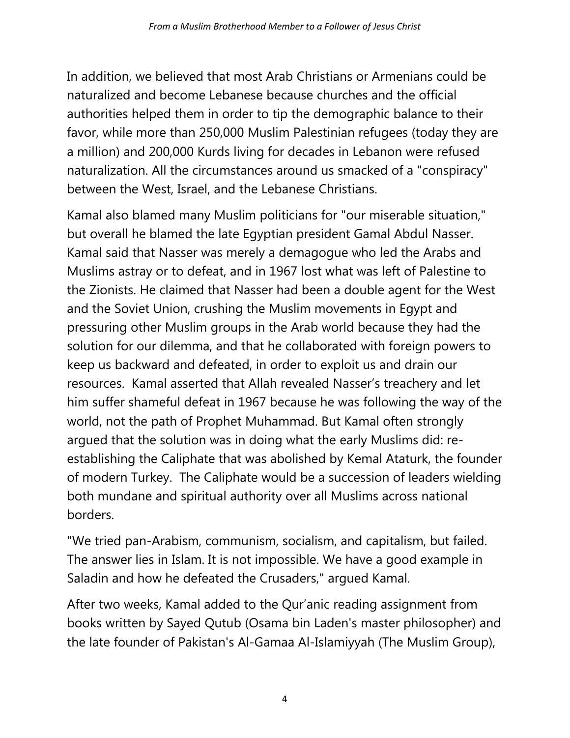In addition, we believed that most Arab Christians or Armenians could be naturalized and become Lebanese because churches and the official authorities helped them in order to tip the demographic balance to their favor, while more than 250,000 Muslim Palestinian refugees (today they are a million) and 200,000 Kurds living for decades in Lebanon were refused naturalization. All the circumstances around us smacked of a "conspiracy" between the West, Israel, and the Lebanese Christians.

Kamal also blamed many Muslim politicians for "our miserable situation," but overall he blamed the late Egyptian president Gamal Abdul Nasser. Kamal said that Nasser was merely a demagogue who led the Arabs and Muslims astray or to defeat, and in 1967 lost what was left of Palestine to the Zionists. He claimed that Nasser had been a double agent for the West and the Soviet Union, crushing the Muslim movements in Egypt and pressuring other Muslim groups in the Arab world because they had the solution for our dilemma, and that he collaborated with foreign powers to keep us backward and defeated, in order to exploit us and drain our resources. Kamal asserted that Allah revealed Nasser's treachery and let him suffer shameful defeat in 1967 because he was following the way of the world, not the path of Prophet Muhammad. But Kamal often strongly argued that the solution was in doing what the early Muslims did: re-establishing the Caliphate that was abolished by Kemal Ataturk, the founder of modern Turkey. The Caliphate would be a succession of leaders wielding both mundane and spiritual authority over all Muslims across national borders.

"We tried pan-Arabism, communism, socialism, and capitalism, but failed. The answer lies in Islam. It is not impossible. We have a good example in Saladin and how he defeated the Crusaders," argued Kamal.

After two weeks, Kamal added to the Qur'anic reading assignment from books written by Sayed Qutub (Osama bin Laden's master philosopher) and the late founder of Pakistan's Al-Gamaa Al-Islamiyyah (The Muslim Group),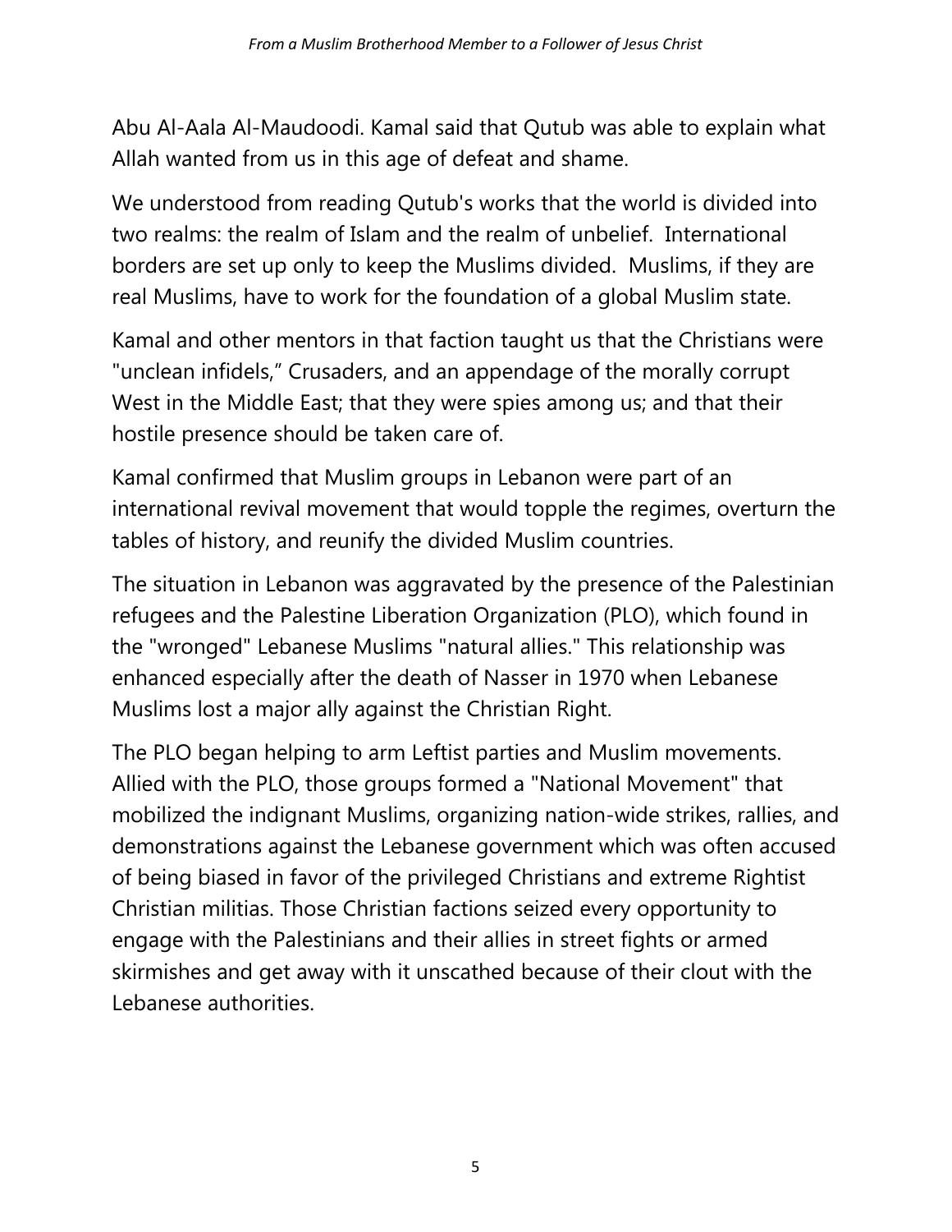Abu Al-Aala Al-Maudoodi. Kamal said that Qutub was able to explain what Allah wanted from us in this age of defeat and shame.

We understood from reading Qutub's works that the world is divided into two realms: the realm of Islam and the realm of unbelief. International borders are set up only to keep the Muslims divided. Muslims, if they are real Muslims, have to work for the foundation of a global Muslim state.

Kamal and other mentors in that faction taught us that the Christians were "unclean infidels," Crusaders, and an appendage of the morally corrupt West in the Middle East; that they were spies among us; and that their hostile presence should be taken care of.

Kamal confirmed that Muslim groups in Lebanon were part of an international revival movement that would topple the regimes, overturn the tables of history, and reunify the divided Muslim countries.

The situation in Lebanon was aggravated by the presence of the Palestinian refugees and the Palestine Liberation Organization (PLO), which found in the "wronged" Lebanese Muslims "natural allies." This relationship was enhanced especially after the death of Nasser in 1970 when Lebanese Muslims lost a major ally against the Christian Right.

The PLO began helping to arm Leftist parties and Muslim movements. Allied with the PLO, those groups formed a "National Movement" that mobilized the indignant Muslims, organizing nation-wide strikes, rallies, and demonstrations against the Lebanese government which was often accused of being biased in favor of the privileged Christians and extreme Rightist Christian militias. Those Christian factions seized every opportunity to engage with the Palestinians and their allies in street fights or armed skirmishes and get away with it unscathed because of their clout with the Lebanese authorities.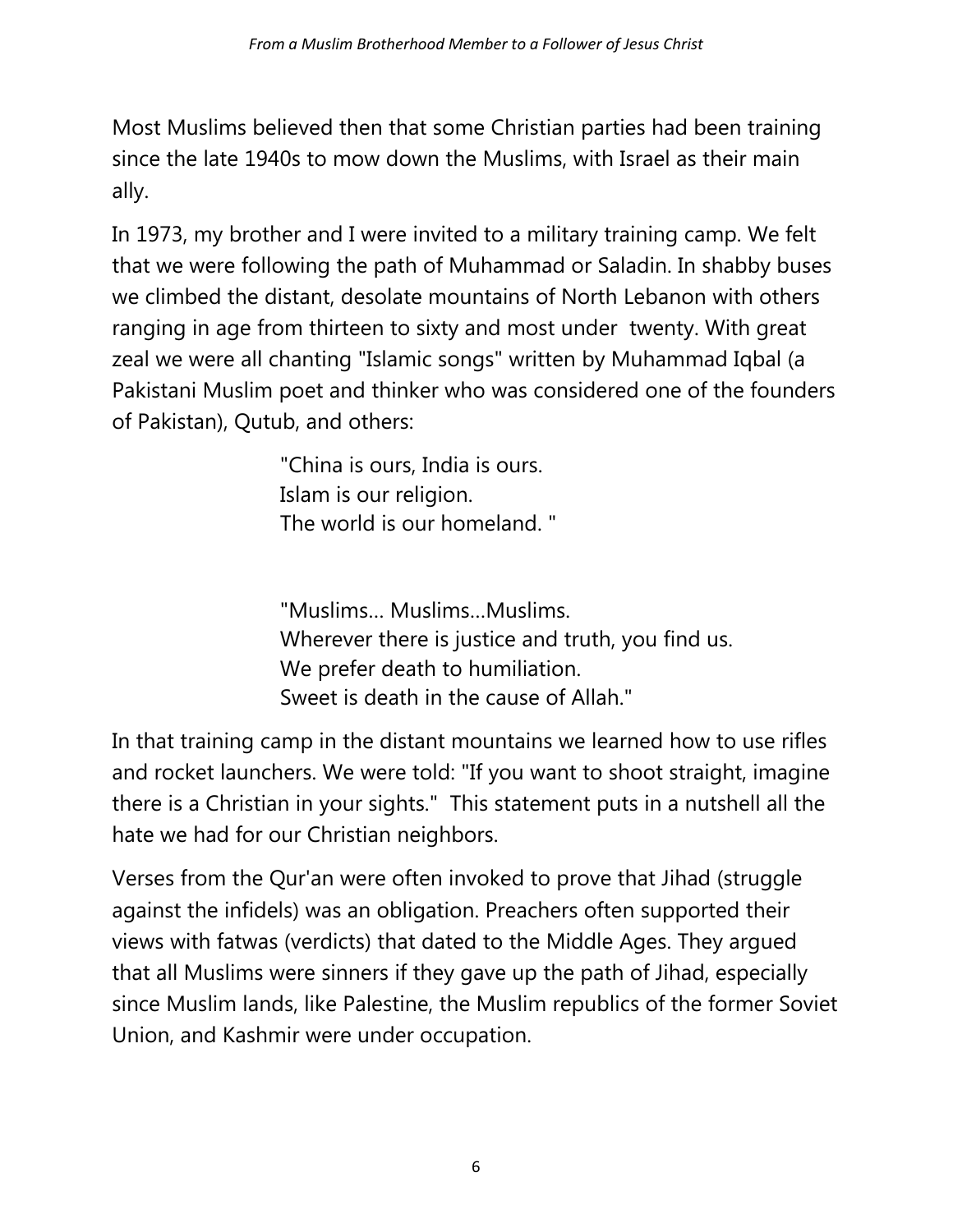Most Muslims believed then that some Christian parties had been training since the late 1940s to mow down the Muslims, with Israel as their main ally.

In 1973, my brother and I were invited to a military training camp. We felt that we were following the path of Muhammad or Saladin. In shabby buses we climbed the distant, desolate mountains of North Lebanon with others ranging in age from thirteen to sixty and most under twenty. With great zeal we were all chanting "Islamic songs" written by Muhammad Iqbal (a Pakistani Muslim poet and thinker who was considered one of the founders of Pakistan), Qutub, and others:

> "China is ours, India is ours.
> Islam is our religion.
> The world is our homeland. "

> "Muslims... Muslims...Muslims.
> Wherever there is justice and truth, you find us.
> We prefer death to humiliation.
> Sweet is death in the cause of Allah."

In that training camp in the distant mountains we learned how to use rifles and rocket launchers. We were told: "If you want to shoot straight, imagine there is a Christian in your sights." This statement puts in a nutshell all the hate we had for our Christian neighbors.

Verses from the Qur'an were often invoked to prove that Jihad (struggle against the infidels) was an obligation. Preachers often supported their views with fatwas (verdicts) that dated to the Middle Ages. They argued that all Muslims were sinners if they gave up the path of Jihad, especially since Muslim lands, like Palestine, the Muslim republics of the former Soviet Union, and Kashmir were under occupation.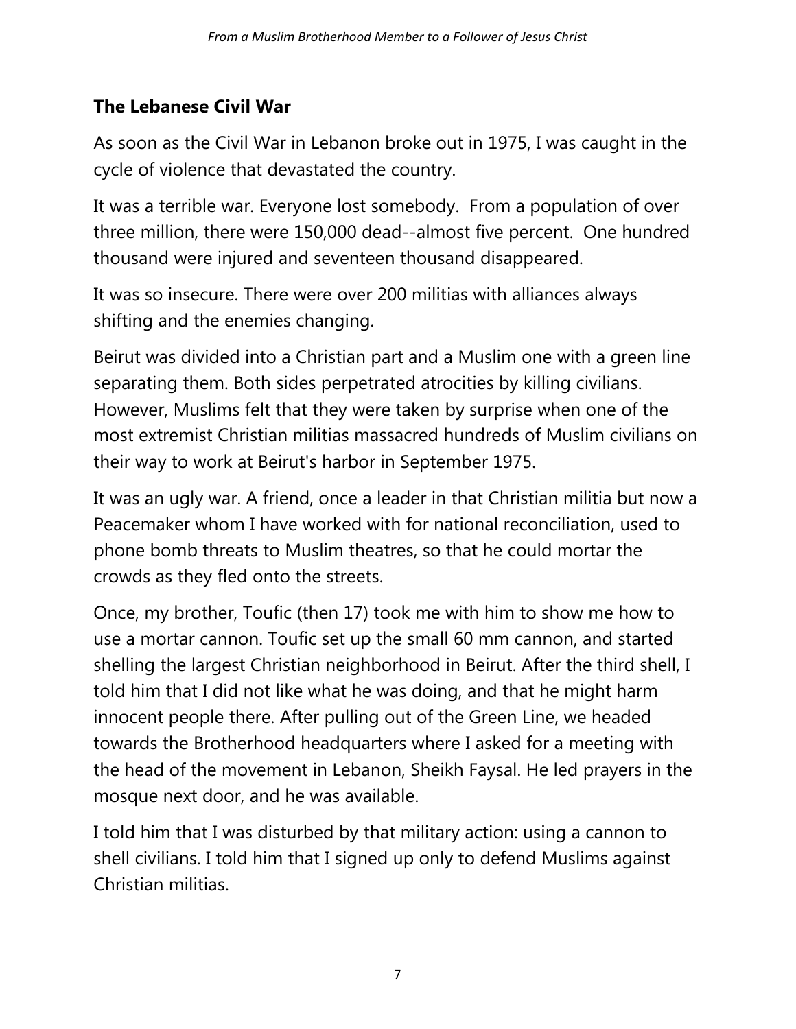## The Lebanese Civil War

As soon as the Civil War in Lebanon broke out in 1975, I was caught in the cycle of violence that devastated the country.

It was a terrible war. Everyone lost somebody. From a population of over three million, there were 150,000 dead--almost five percent. One hundred thousand were injured and seventeen thousand disappeared.

It was so insecure. There were over 200 militias with alliances always shifting and the enemies changing.

Beirut was divided into a Christian part and a Muslim one with a green line separating them. Both sides perpetrated atrocities by killing civilians. However, Muslims felt that they were taken by surprise when one of the most extremist Christian militias massacred hundreds of Muslim civilians on their way to work at Beirut's harbor in September 1975.

It was an ugly war. A friend, once a leader in that Christian militia but now a Peacemaker whom I have worked with for national reconciliation, used to phone bomb threats to Muslim theatres, so that he could mortar the crowds as they fled onto the streets.

Once, my brother, Toufic (then 17) took me with him to show me how to use a mortar cannon. Toufic set up the small 60 mm cannon, and started shelling the largest Christian neighborhood in Beirut. After the third shell, I told him that I did not like what he was doing, and that he might harm innocent people there. After pulling out of the Green Line, we headed towards the Brotherhood headquarters where I asked for a meeting with the head of the movement in Lebanon, Sheikh Faysal. He led prayers in the mosque next door, and he was available.

I told him that I was disturbed by that military action: using a cannon to shell civilians. I told him that I signed up only to defend Muslims against Christian militias.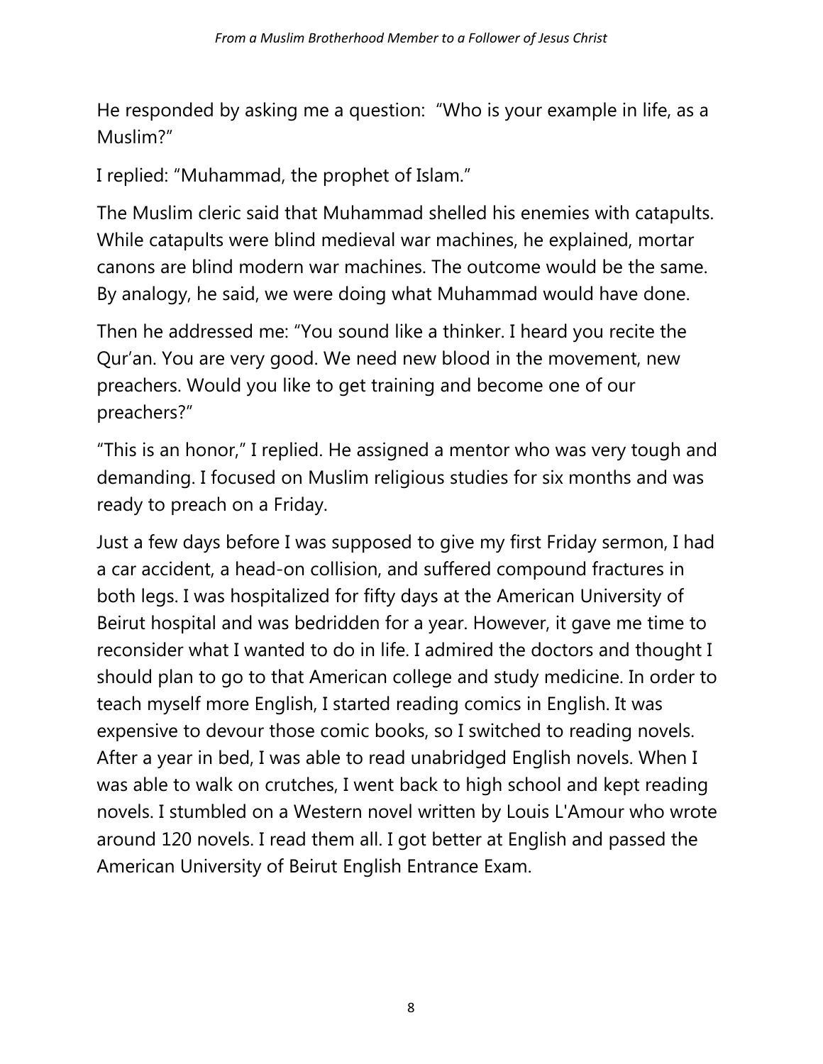He responded by asking me a question: "Who is your example in life, as a Muslim?"

I replied: "Muhammad, the prophet of Islam."

The Muslim cleric said that Muhammad shelled his enemies with catapults. While catapults were blind medieval war machines, he explained, mortar canons are blind modern war machines. The outcome would be the same. By analogy, he said, we were doing what Muhammad would have done.

Then he addressed me: "You sound like a thinker. I heard you recite the Qur'an. You are very good. We need new blood in the movement, new preachers. Would you like to get training and become one of our preachers?"

"This is an honor," I replied. He assigned a mentor who was very tough and demanding. I focused on Muslim religious studies for six months and was ready to preach on a Friday.

Just a few days before I was supposed to give my first Friday sermon, I had a car accident, a head-on collision, and suffered compound fractures in both legs. I was hospitalized for fifty days at the American University of Beirut hospital and was bedridden for a year. However, it gave me time to reconsider what I wanted to do in life. I admired the doctors and thought I should plan to go to that American college and study medicine. In order to teach myself more English, I started reading comics in English. It was expensive to devour those comic books, so I switched to reading novels. After a year in bed, I was able to read unabridged English novels. When I was able to walk on crutches, I went back to high school and kept reading novels. I stumbled on a Western novel written by Louis L'Amour who wrote around 120 novels. I read them all. I got better at English and passed the American University of Beirut English Entrance Exam.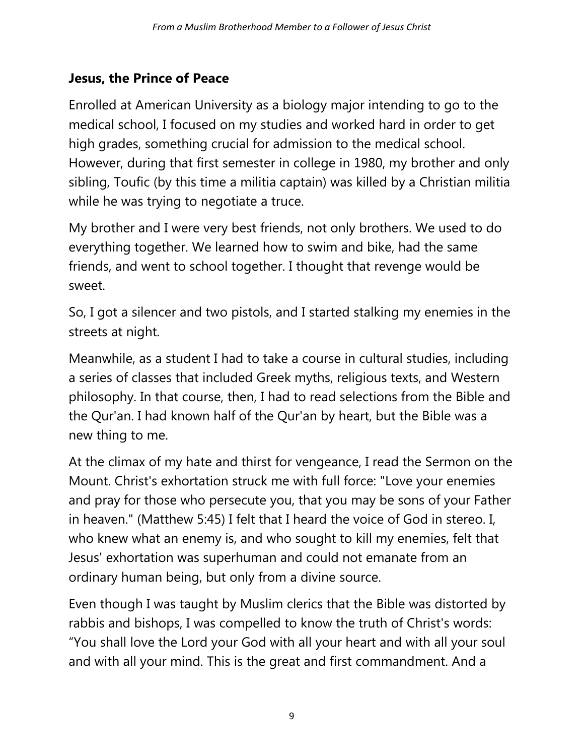## Jesus, the Prince of Peace

Enrolled at American University as a biology major intending to go to the medical school, I focused on my studies and worked hard in order to get high grades, something crucial for admission to the medical school. However, during that first semester in college in 1980, my brother and only sibling, Toufic (by this time a militia captain) was killed by a Christian militia while he was trying to negotiate a truce.

My brother and I were very best friends, not only brothers. We used to do everything together. We learned how to swim and bike, had the same friends, and went to school together. I thought that revenge would be sweet.

So, I got a silencer and two pistols, and I started stalking my enemies in the streets at night.

Meanwhile, as a student I had to take a course in cultural studies, including a series of classes that included Greek myths, religious texts, and Western philosophy. In that course, then, I had to read selections from the Bible and the Qur'an. I had known half of the Qur'an by heart, but the Bible was a new thing to me.

At the climax of my hate and thirst for vengeance, I read the Sermon on the Mount. Christ's exhortation struck me with full force: "Love your enemies and pray for those who persecute you, that you may be sons of your Father in heaven." (Matthew 5:45) I felt that I heard the voice of God in stereo. I, who knew what an enemy is, and who sought to kill my enemies, felt that Jesus' exhortation was superhuman and could not emanate from an ordinary human being, but only from a divine source.

Even though I was taught by Muslim clerics that the Bible was distorted by rabbis and bishops, I was compelled to know the truth of Christ's words: “You shall love the Lord your God with all your heart and with all your soul and with all your mind. This is the great and first commandment. And a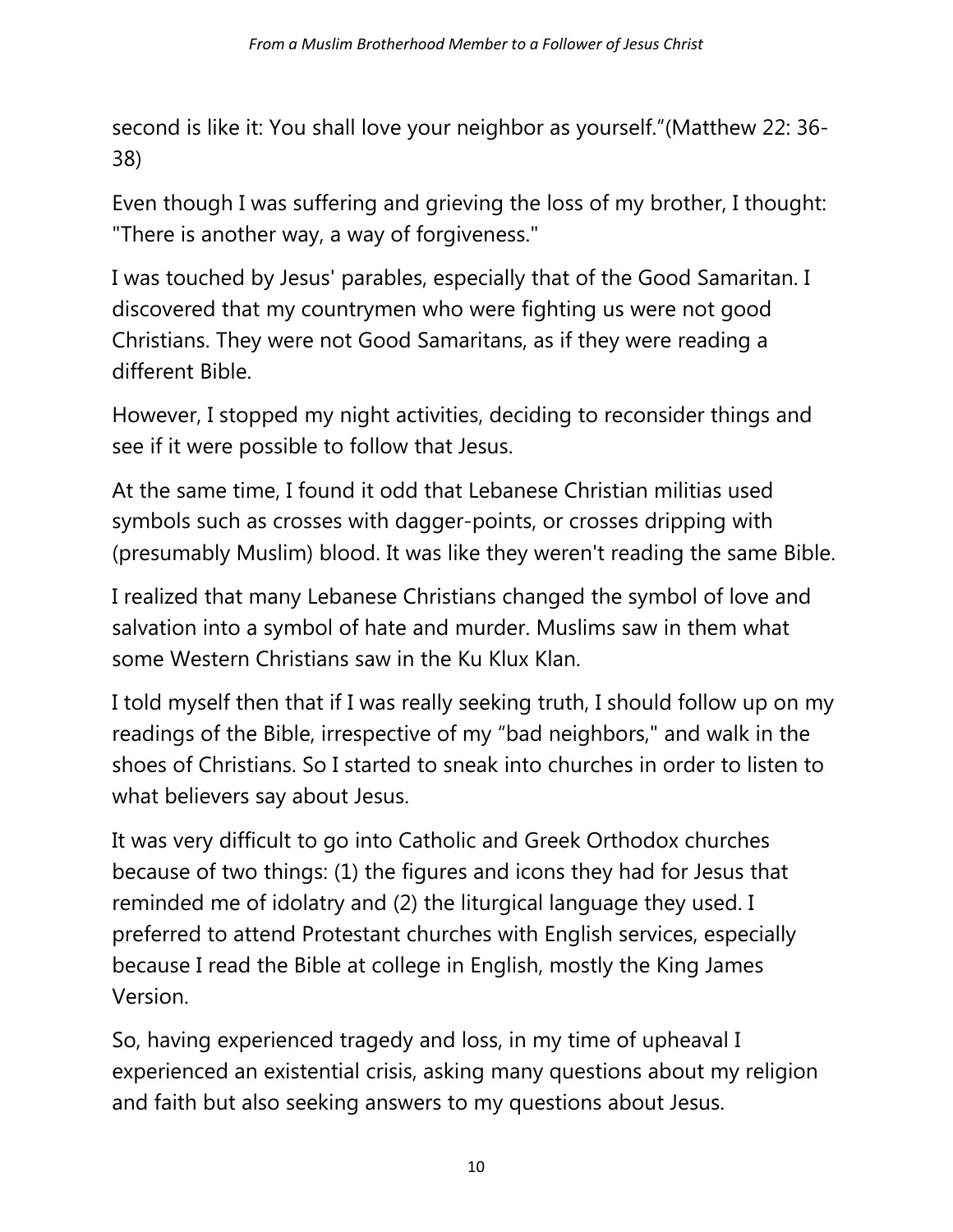second is like it: You shall love your neighbor as yourself."(Matthew 22: 36-38)

Even though I was suffering and grieving the loss of my brother, I thought: "There is another way, a way of forgiveness."

I was touched by Jesus' parables, especially that of the Good Samaritan. I discovered that my countrymen who were fighting us were not good Christians. They were not Good Samaritans, as if they were reading a different Bible.

However, I stopped my night activities, deciding to reconsider things and see if it were possible to follow that Jesus.

At the same time, I found it odd that Lebanese Christian militias used symbols such as crosses with dagger-points, or crosses dripping with (presumably Muslim) blood. It was like they weren't reading the same Bible.

I realized that many Lebanese Christians changed the symbol of love and salvation into a symbol of hate and murder. Muslims saw in them what some Western Christians saw in the Ku Klux Klan.

I told myself then that if I was really seeking truth, I should follow up on my readings of the Bible, irrespective of my "bad neighbors," and walk in the shoes of Christians. So I started to sneak into churches in order to listen to what believers say about Jesus.

It was very difficult to go into Catholic and Greek Orthodox churches because of two things: (1) the figures and icons they had for Jesus that reminded me of idolatry and (2) the liturgical language they used. I preferred to attend Protestant churches with English services, especially because I read the Bible at college in English, mostly the King James Version.

So, having experienced tragedy and loss, in my time of upheaval I experienced an existential crisis, asking many questions about my religion and faith but also seeking answers to my questions about Jesus.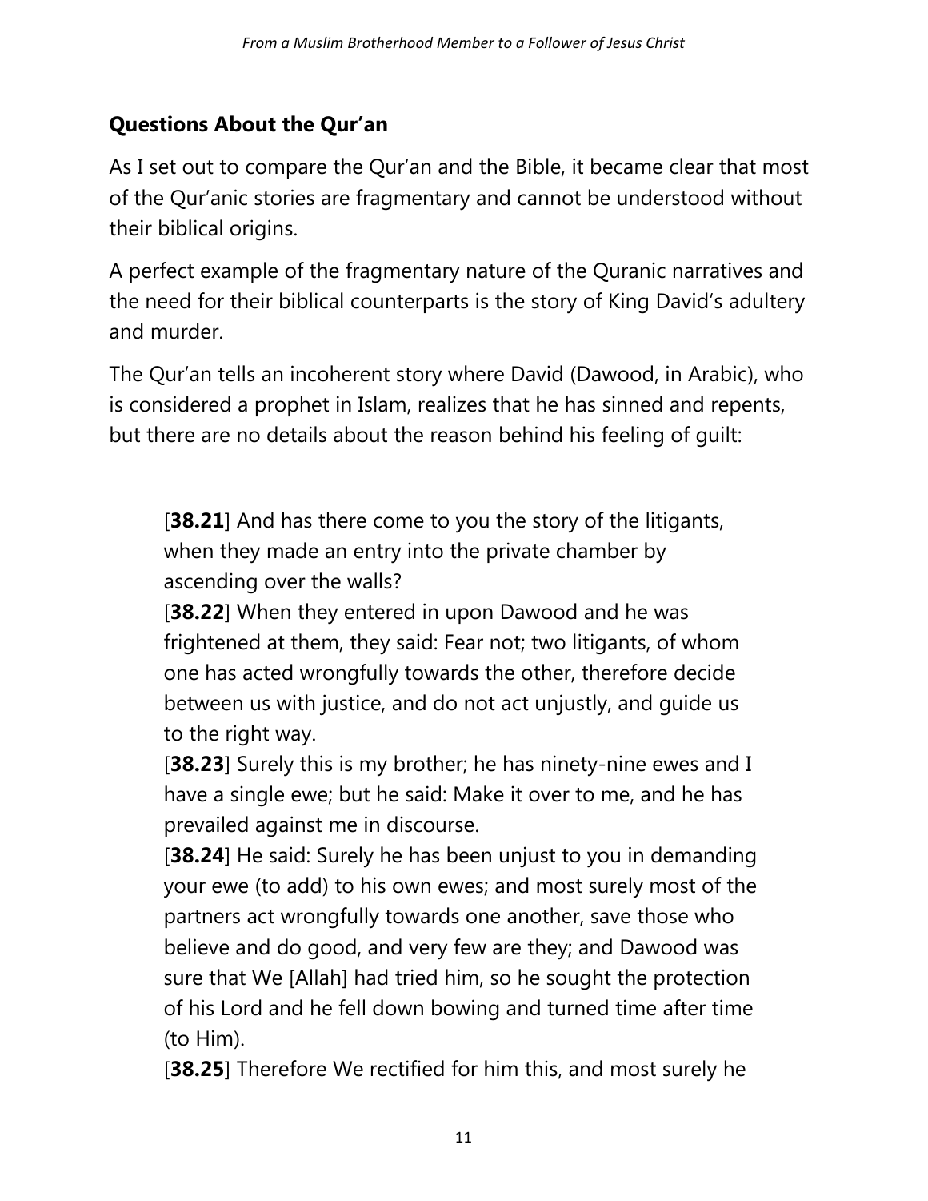## Questions About the Qur'an

As I set out to compare the Qur'an and the Bible, it became clear that most of the Qur'anic stories are fragmentary and cannot be understood without their biblical origins.

A perfect example of the fragmentary nature of the Quranic narratives and the need for their biblical counterparts is the story of King David's adultery and murder.

The Qur'an tells an incoherent story where David (Dawood, in Arabic), who is considered a prophet in Islam, realizes that he has sinned and repents, but there are no details about the reason behind his feeling of guilt:

> [**38.21**] And has there come to you the story of the litigants, when they made an entry into the private chamber by ascending over the walls?
> [**38.22**] When they entered in upon Dawood and he was frightened at them, they said: Fear not; two litigants, of whom one has acted wrongfully towards the other, therefore decide between us with justice, and do not act unjustly, and guide us to the right way.
> [**38.23**] Surely this is my brother; he has ninety-nine ewes and I have a single ewe; but he said: Make it over to me, and he has prevailed against me in discourse.
> [**38.24**] He said: Surely he has been unjust to you in demanding your ewe (to add) to his own ewes; and most surely most of the partners act wrongfully towards one another, save those who believe and do good, and very few are they; and Dawood was sure that We [Allah] had tried him, so he sought the protection of his Lord and he fell down bowing and turned time after time (to Him).
> [**38.25**] Therefore We rectified for him this, and most surely he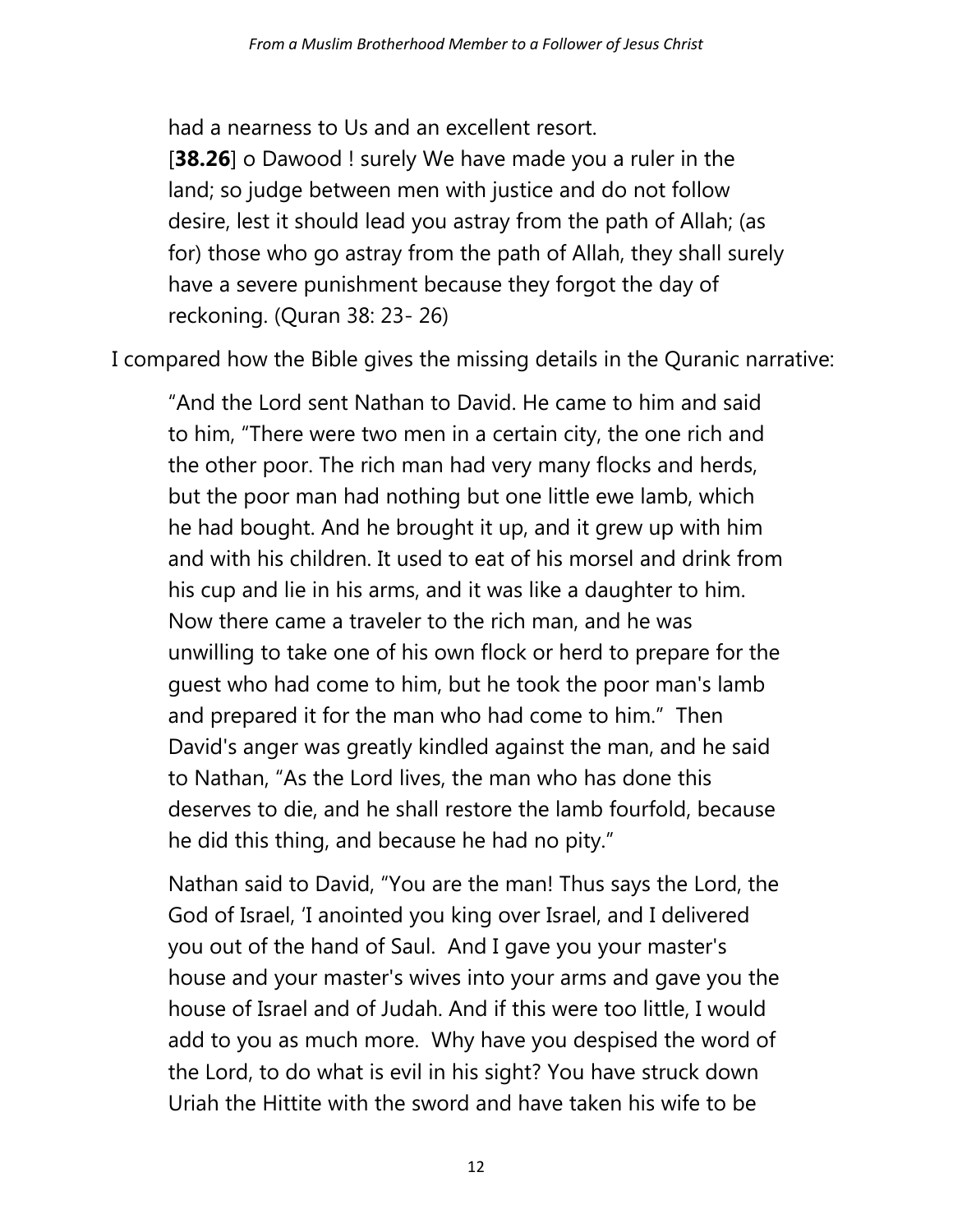> had a nearness to Us and an excellent resort.
> [**38.26**] o Dawood ! surely We have made you a ruler in the land; so judge between men with justice and do not follow desire, lest it should lead you astray from the path of Allah; (as for) those who go astray from the path of Allah, they shall surely have a severe punishment because they forgot the day of reckoning. (Quran 38: 23- 26)

I compared how the Bible gives the missing details in the Quranic narrative:

> "And the Lord sent Nathan to David. He came to him and said to him, "There were two men in a certain city, the one rich and the other poor. The rich man had very many flocks and herds, but the poor man had nothing but one little ewe lamb, which he had bought. And he brought it up, and it grew up with him and with his children. It used to eat of his morsel and drink from his cup and lie in his arms, and it was like a daughter to him. Now there came a traveler to the rich man, and he was unwilling to take one of his own flock or herd to prepare for the guest who had come to him, but he took the poor man's lamb and prepared it for the man who had come to him." Then David's anger was greatly kindled against the man, and he said to Nathan, "As the Lord lives, the man who has done this deserves to die, and he shall restore the lamb fourfold, because he did this thing, and because he had no pity."
>
> Nathan said to David, "You are the man! Thus says the Lord, the God of Israel, 'I anointed you king over Israel, and I delivered you out of the hand of Saul. And I gave you your master's house and your master's wives into your arms and gave you the house of Israel and of Judah. And if this were too little, I would add to you as much more. Why have you despised the word of the Lord, to do what is evil in his sight? You have struck down Uriah the Hittite with the sword and have taken his wife to be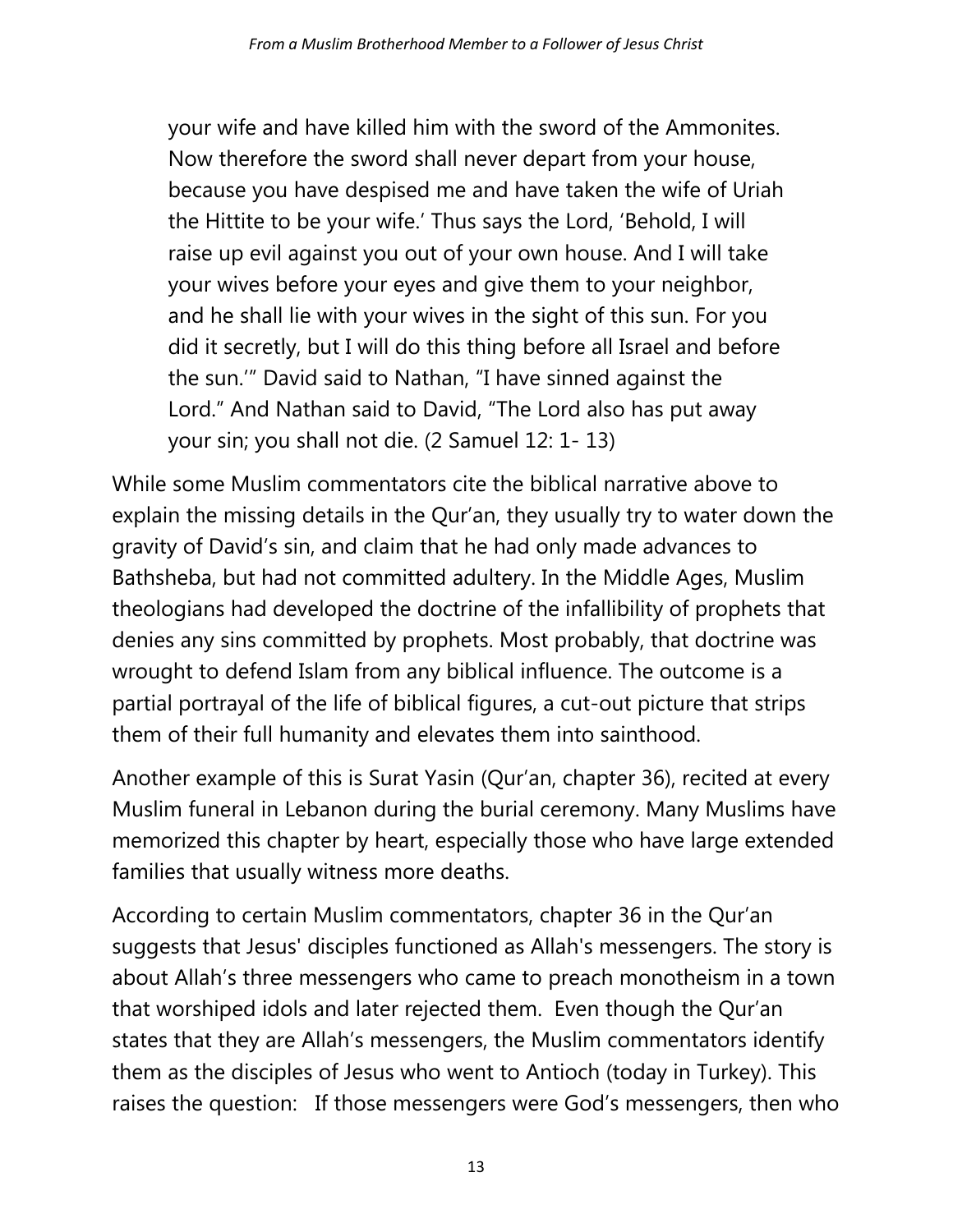> your wife and have killed him with the sword of the Ammonites. Now therefore the sword shall never depart from your house, because you have despised me and have taken the wife of Uriah the Hittite to be your wife.' Thus says the Lord, 'Behold, I will raise up evil against you out of your own house. And I will take your wives before your eyes and give them to your neighbor, and he shall lie with your wives in the sight of this sun. For you did it secretly, but I will do this thing before all Israel and before the sun.'" David said to Nathan, "I have sinned against the Lord." And Nathan said to David, "The Lord also has put away your sin; you shall not die. (2 Samuel 12: 1- 13)

While some Muslim commentators cite the biblical narrative above to explain the missing details in the Qur'an, they usually try to water down the gravity of David's sin, and claim that he had only made advances to Bathsheba, but had not committed adultery. In the Middle Ages, Muslim theologians had developed the doctrine of the infallibility of prophets that denies any sins committed by prophets. Most probably, that doctrine was wrought to defend Islam from any biblical influence. The outcome is a partial portrayal of the life of biblical figures, a cut-out picture that strips them of their full humanity and elevates them into sainthood.

Another example of this is Surat Yasin (Qur'an, chapter 36), recited at every Muslim funeral in Lebanon during the burial ceremony. Many Muslims have memorized this chapter by heart, especially those who have large extended families that usually witness more deaths.

According to certain Muslim commentators, chapter 36 in the Qur'an suggests that Jesus' disciples functioned as Allah's messengers. The story is about Allah's three messengers who came to preach monotheism in a town that worshiped idols and later rejected them. Even though the Qur'an states that they are Allah's messengers, the Muslim commentators identify them as the disciples of Jesus who went to Antioch (today in Turkey). This raises the question: If those messengers were God's messengers, then who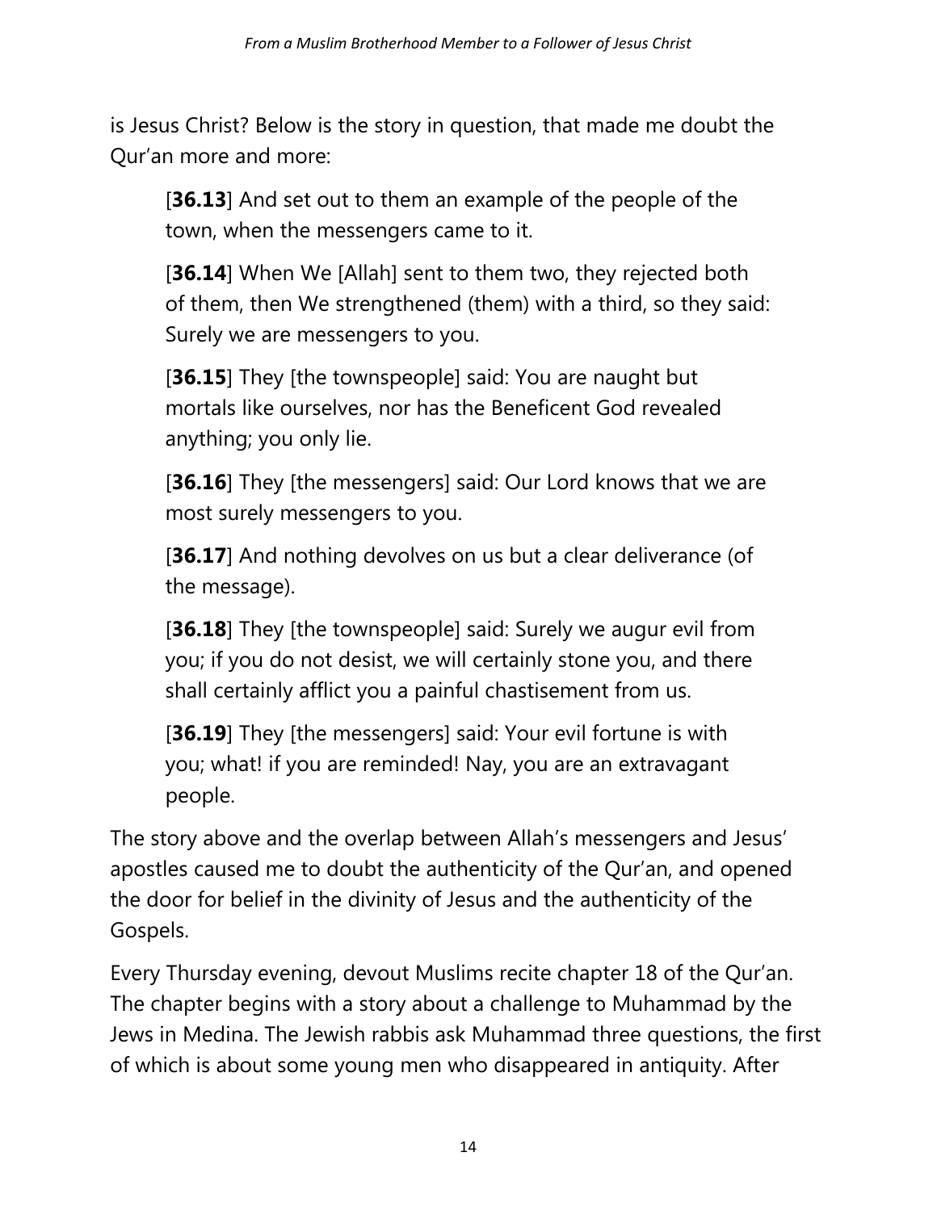is Jesus Christ? Below is the story in question, that made me doubt the Qur'an more and more:

> [**36.13**] And set out to them an example of the people of the town, when the messengers came to it.
>
> [**36.14**] When We [Allah] sent to them two, they rejected both of them, then We strengthened (them) with a third, so they said: Surely we are messengers to you.
>
> [**36.15**] They [the townspeople] said: You are naught but mortals like ourselves, nor has the Beneficent God revealed anything; you only lie.
>
> [**36.16**] They [the messengers] said: Our Lord knows that we are most surely messengers to you.
>
> [**36.17**] And nothing devolves on us but a clear deliverance (of the message).
>
> [**36.18**] They [the townspeople] said: Surely we augur evil from you; if you do not desist, we will certainly stone you, and there shall certainly afflict you a painful chastisement from us.
>
> [**36.19**] They [the messengers] said: Your evil fortune is with you; what! if you are reminded! Nay, you are an extravagant people.

The story above and the overlap between Allah's messengers and Jesus' apostles caused me to doubt the authenticity of the Qur'an, and opened the door for belief in the divinity of Jesus and the authenticity of the Gospels.

Every Thursday evening, devout Muslims recite chapter 18 of the Qur'an. The chapter begins with a story about a challenge to Muhammad by the Jews in Medina. The Jewish rabbis ask Muhammad three questions, the first of which is about some young men who disappeared in antiquity. After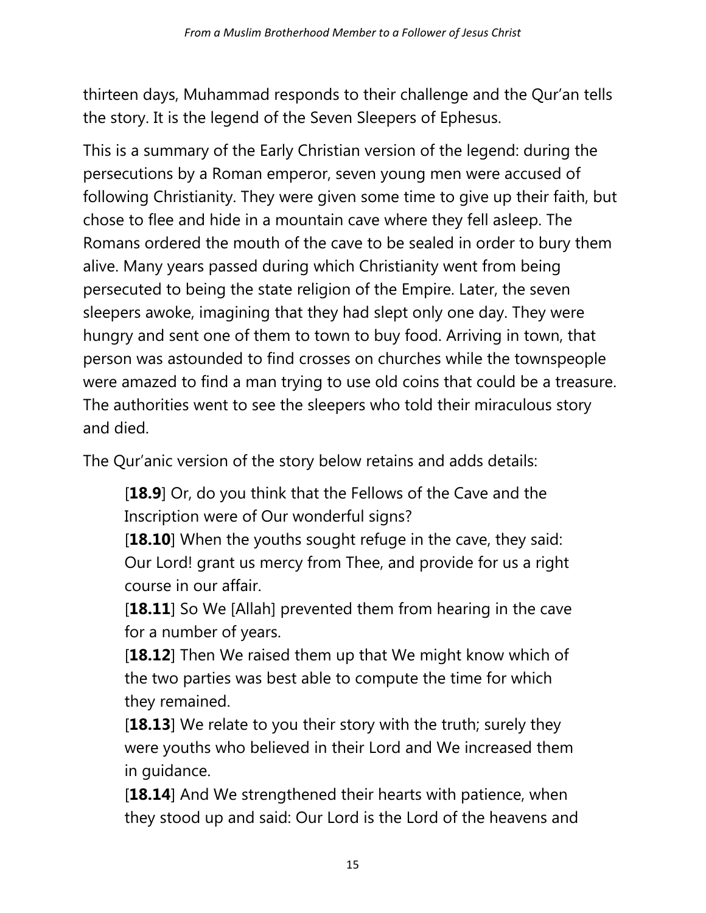thirteen days, Muhammad responds to their challenge and the Qur'an tells the story. It is the legend of the Seven Sleepers of Ephesus.

This is a summary of the Early Christian version of the legend: during the persecutions by a Roman emperor, seven young men were accused of following Christianity. They were given some time to give up their faith, but chose to flee and hide in a mountain cave where they fell asleep. The Romans ordered the mouth of the cave to be sealed in order to bury them alive. Many years passed during which Christianity went from being persecuted to being the state religion of the Empire. Later, the seven sleepers awoke, imagining that they had slept only one day. They were hungry and sent one of them to town to buy food. Arriving in town, that person was astounded to find crosses on churches while the townspeople were amazed to find a man trying to use old coins that could be a treasure. The authorities went to see the sleepers who told their miraculous story and died.

The Qur'anic version of the story below retains and adds details:

> [**18.9**] Or, do you think that the Fellows of the Cave and the Inscription were of Our wonderful signs?
> [**18.10**] When the youths sought refuge in the cave, they said: Our Lord! grant us mercy from Thee, and provide for us a right course in our affair.
> [**18.11**] So We [Allah] prevented them from hearing in the cave for a number of years.
> [**18.12**] Then We raised them up that We might know which of the two parties was best able to compute the time for which they remained.
> [**18.13**] We relate to you their story with the truth; surely they were youths who believed in their Lord and We increased them in guidance.
> [**18.14**] And We strengthened their hearts with patience, when they stood up and said: Our Lord is the Lord of the heavens and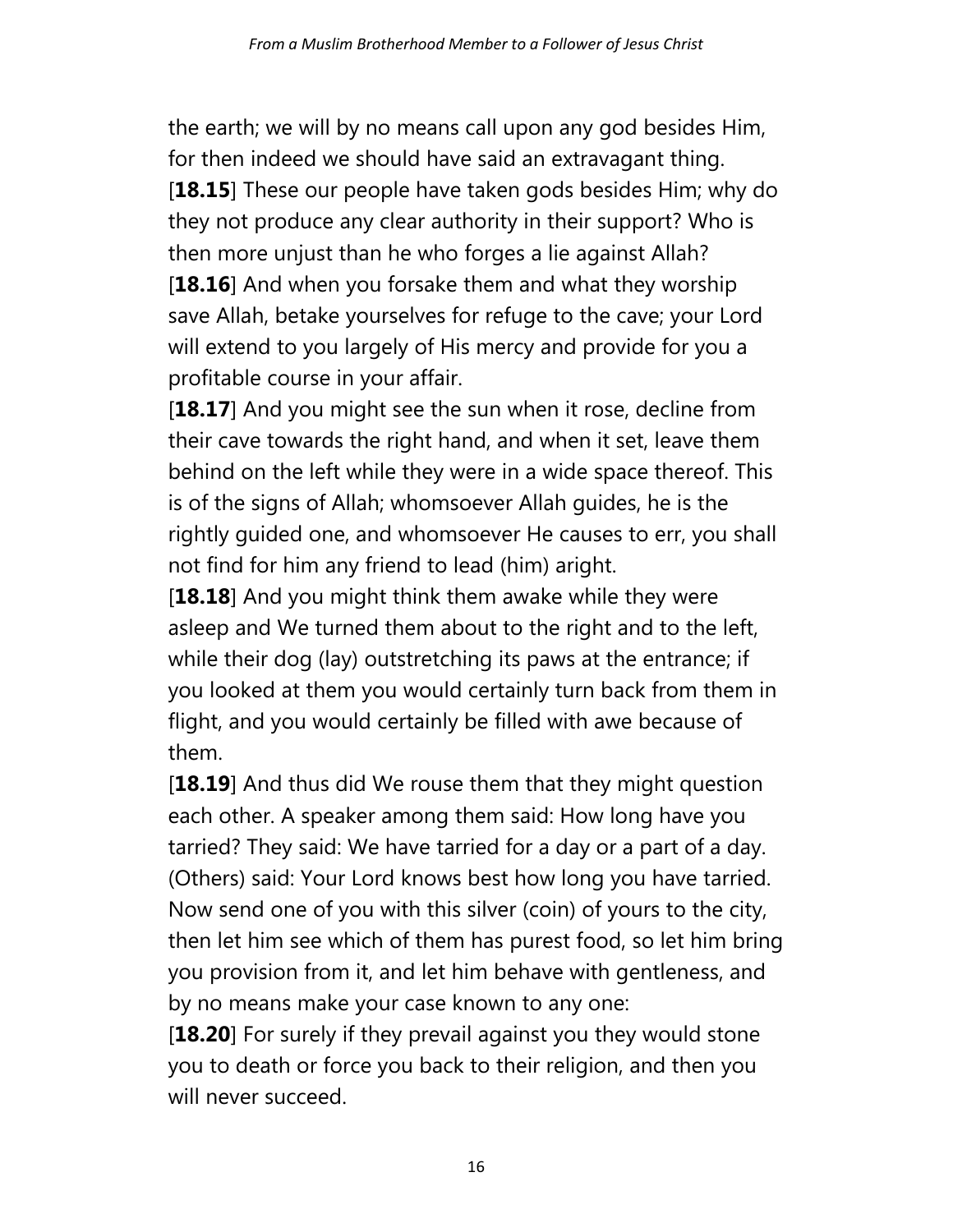the earth; we will by no means call upon any god besides Him, for then indeed we should have said an extravagant thing.
[**18.15**] These our people have taken gods besides Him; why do they not produce any clear authority in their support? Who is then more unjust than he who forges a lie against Allah?
[**18.16**] And when you forsake them and what they worship save Allah, betake yourselves for refuge to the cave; your Lord will extend to you largely of His mercy and provide for you a profitable course in your affair.
[**18.17**] And you might see the sun when it rose, decline from their cave towards the right hand, and when it set, leave them behind on the left while they were in a wide space thereof. This is of the signs of Allah; whomsoever Allah guides, he is the rightly guided one, and whomsoever He causes to err, you shall not find for him any friend to lead (him) aright.
[**18.18**] And you might think them awake while they were asleep and We turned them about to the right and to the left, while their dog (lay) outstretching its paws at the entrance; if you looked at them you would certainly turn back from them in flight, and you would certainly be filled with awe because of them.
[**18.19**] And thus did We rouse them that they might question each other. A speaker among them said: How long have you tarried? They said: We have tarried for a day or a part of a day. (Others) said: Your Lord knows best how long you have tarried. Now send one of you with this silver (coin) of yours to the city, then let him see which of them has purest food, so let him bring you provision from it, and let him behave with gentleness, and by no means make your case known to any one:
[**18.20**] For surely if they prevail against you they would stone you to death or force you back to their religion, and then you will never succeed.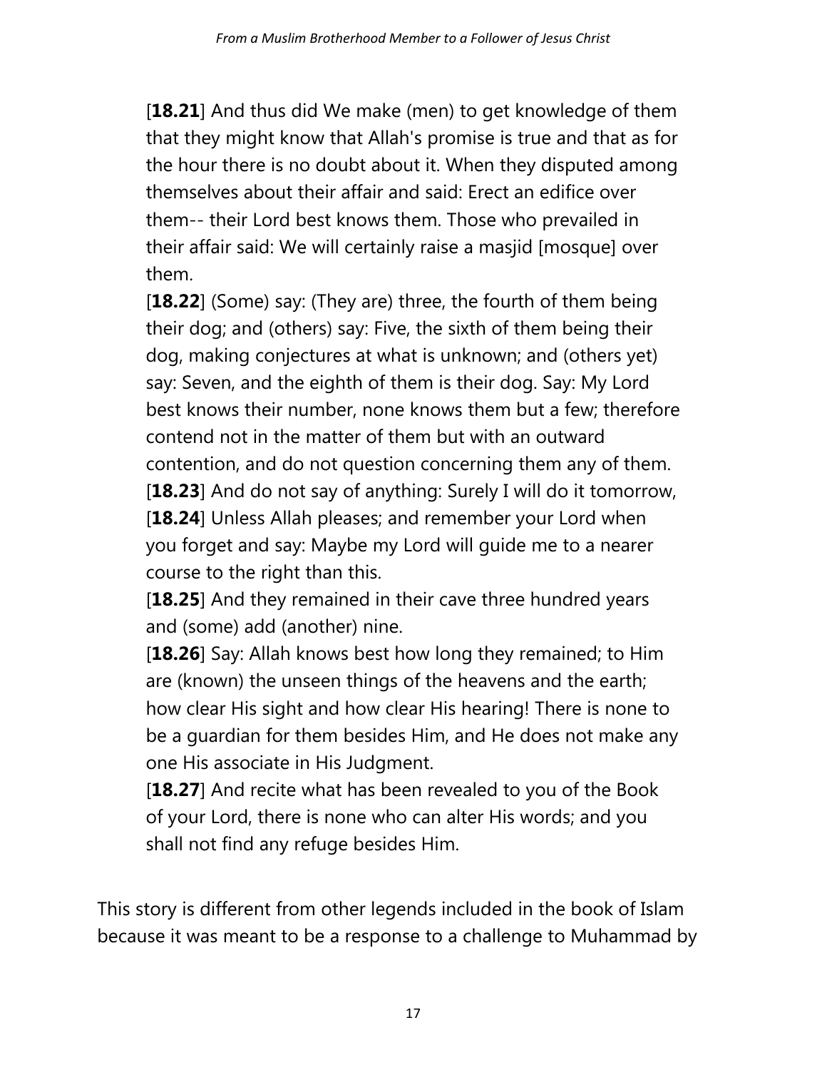[**18.21**] And thus did We make (men) to get knowledge of them that they might know that Allah's promise is true and that as for the hour there is no doubt about it. When they disputed among themselves about their affair and said: Erect an edifice over them-- their Lord best knows them. Those who prevailed in their affair said: We will certainly raise a masjid [mosque] over them.

[**18.22**] (Some) say: (They are) three, the fourth of them being their dog; and (others) say: Five, the sixth of them being their dog, making conjectures at what is unknown; and (others yet) say: Seven, and the eighth of them is their dog. Say: My Lord best knows their number, none knows them but a few; therefore contend not in the matter of them but with an outward contention, and do not question concerning them any of them.

[**18.23**] And do not say of anything: Surely I will do it tomorrow,

[**18.24**] Unless Allah pleases; and remember your Lord when you forget and say: Maybe my Lord will guide me to a nearer course to the right than this.

[**18.25**] And they remained in their cave three hundred years and (some) add (another) nine.

[**18.26**] Say: Allah knows best how long they remained; to Him are (known) the unseen things of the heavens and the earth; how clear His sight and how clear His hearing! There is none to be a guardian for them besides Him, and He does not make any one His associate in His Judgment.

[**18.27**] And recite what has been revealed to you of the Book of your Lord, there is none who can alter His words; and you shall not find any refuge besides Him.

This story is different from other legends included in the book of Islam because it was meant to be a response to a challenge to Muhammad by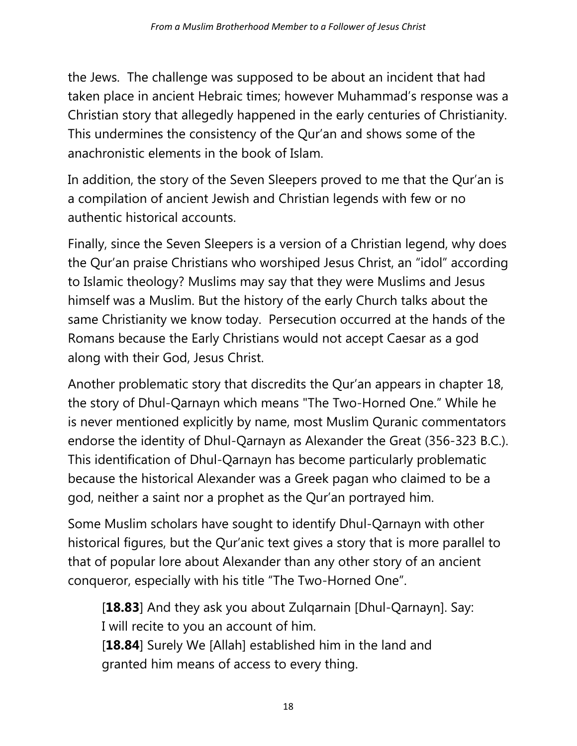the Jews. The challenge was supposed to be about an incident that had taken place in ancient Hebraic times; however Muhammad's response was a Christian story that allegedly happened in the early centuries of Christianity. This undermines the consistency of the Qur'an and shows some of the anachronistic elements in the book of Islam.

In addition, the story of the Seven Sleepers proved to me that the Qur'an is a compilation of ancient Jewish and Christian legends with few or no authentic historical accounts.

Finally, since the Seven Sleepers is a version of a Christian legend, why does the Qur'an praise Christians who worshiped Jesus Christ, an "idol" according to Islamic theology? Muslims may say that they were Muslims and Jesus himself was a Muslim. But the history of the early Church talks about the same Christianity we know today. Persecution occurred at the hands of the Romans because the Early Christians would not accept Caesar as a god along with their God, Jesus Christ.

Another problematic story that discredits the Qur'an appears in chapter 18, the story of Dhul-Qarnayn which means "The Two-Horned One." While he is never mentioned explicitly by name, most Muslim Quranic commentators endorse the identity of Dhul-Qarnayn as Alexander the Great (356-323 B.C.). This identification of Dhul-Qarnayn has become particularly problematic because the historical Alexander was a Greek pagan who claimed to be a god, neither a saint nor a prophet as the Qur'an portrayed him.

Some Muslim scholars have sought to identify Dhul-Qarnayn with other historical figures, but the Qur'anic text gives a story that is more parallel to that of popular lore about Alexander than any other story of an ancient conqueror, especially with his title "The Two-Horned One".

> [**18.83**] And they ask you about Zulqarnain [Dhul-Qarnayn]. Say: I will recite to you an account of him.
> [**18.84**] Surely We [Allah] established him in the land and granted him means of access to every thing.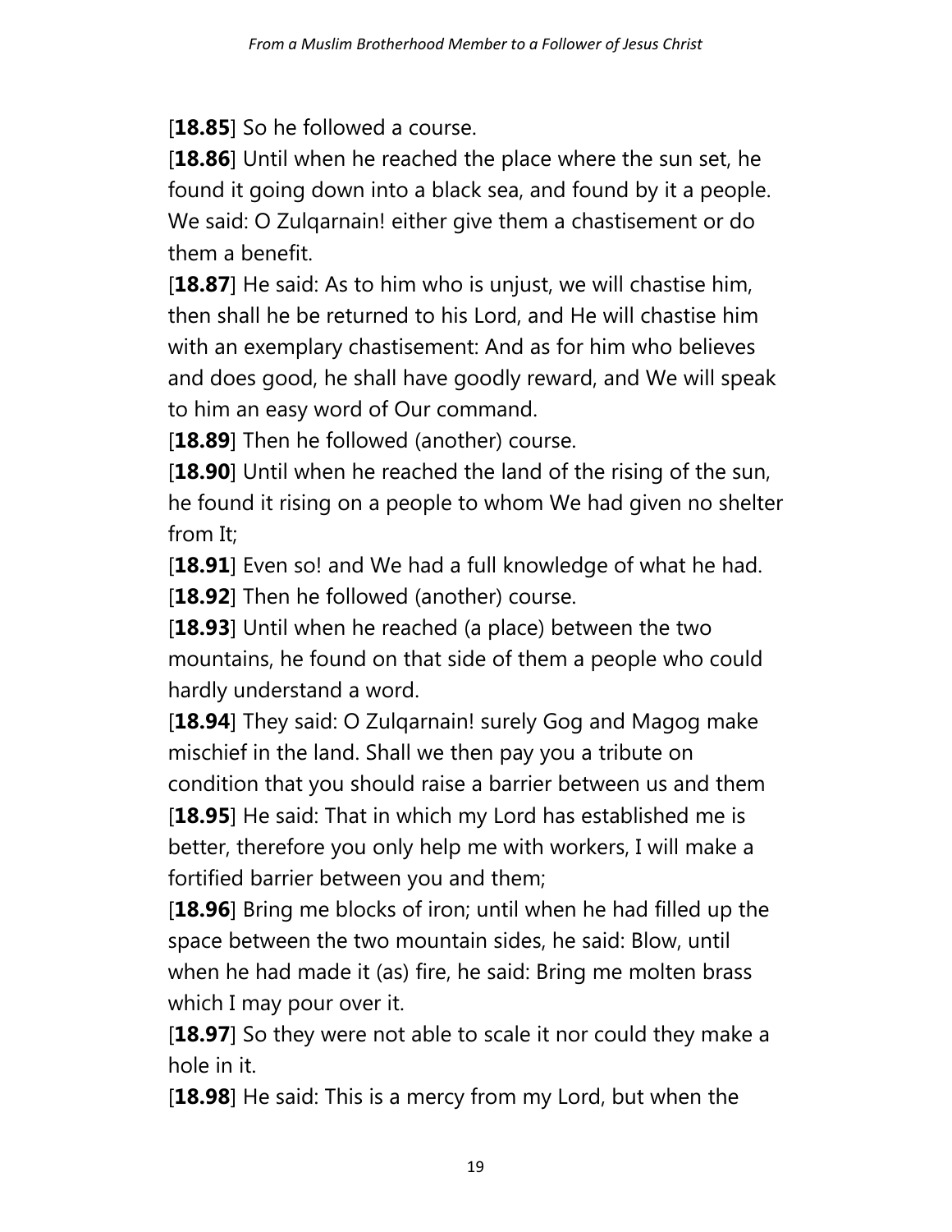[**18.85**] So he followed a course.

[**18.86**] Until when he reached the place where the sun set, he found it going down into a black sea, and found by it a people. We said: O Zulqarnain! either give them a chastisement or do them a benefit.

[**18.87**] He said: As to him who is unjust, we will chastise him, then shall he be returned to his Lord, and He will chastise him with an exemplary chastisement: And as for him who believes and does good, he shall have goodly reward, and We will speak to him an easy word of Our command.

[**18.89**] Then he followed (another) course.

[**18.90**] Until when he reached the land of the rising of the sun, he found it rising on a people to whom We had given no shelter from It;

[**18.91**] Even so! and We had a full knowledge of what he had.

[**18.92**] Then he followed (another) course.

[**18.93**] Until when he reached (a place) between the two mountains, he found on that side of them a people who could hardly understand a word.

[**18.94**] They said: O Zulqarnain! surely Gog and Magog make mischief in the land. Shall we then pay you a tribute on condition that you should raise a barrier between us and them

[**18.95**] He said: That in which my Lord has established me is better, therefore you only help me with workers, I will make a fortified barrier between you and them;

[**18.96**] Bring me blocks of iron; until when he had filled up the space between the two mountain sides, he said: Blow, until when he had made it (as) fire, he said: Bring me molten brass which I may pour over it.

[**18.97**] So they were not able to scale it nor could they make a hole in it.

[**18.98**] He said: This is a mercy from my Lord, but when the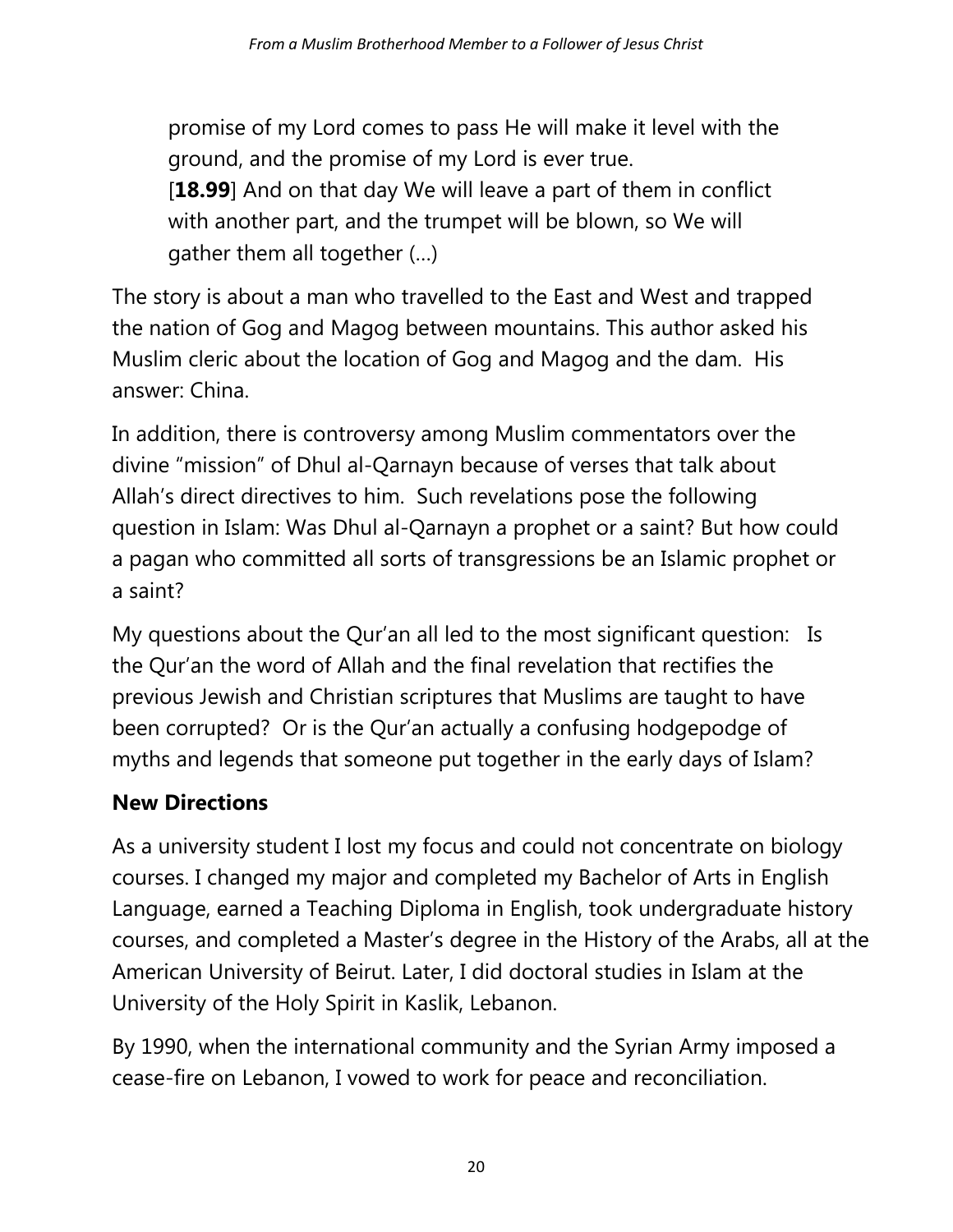> promise of my Lord comes to pass He will make it level with the ground, and the promise of my Lord is ever true.
> [**18.99**] And on that day We will leave a part of them in conflict with another part, and the trumpet will be blown, so We will gather them all together (…)

The story is about a man who travelled to the East and West and trapped the nation of Gog and Magog between mountains. This author asked his Muslim cleric about the location of Gog and Magog and the dam. His answer: China.

In addition, there is controversy among Muslim commentators over the divine "mission" of Dhul al-Qarnayn because of verses that talk about Allah's direct directives to him. Such revelations pose the following question in Islam: Was Dhul al-Qarnayn a prophet or a saint? But how could a pagan who committed all sorts of transgressions be an Islamic prophet or a saint?

My questions about the Qur'an all led to the most significant question: Is the Qur'an the word of Allah and the final revelation that rectifies the previous Jewish and Christian scriptures that Muslims are taught to have been corrupted? Or is the Qur'an actually a confusing hodgepodge of myths and legends that someone put together in the early days of Islam?

## New Directions

As a university student I lost my focus and could not concentrate on biology courses. I changed my major and completed my Bachelor of Arts in English Language, earned a Teaching Diploma in English, took undergraduate history courses, and completed a Master's degree in the History of the Arabs, all at the American University of Beirut. Later, I did doctoral studies in Islam at the University of the Holy Spirit in Kaslik, Lebanon.

By 1990, when the international community and the Syrian Army imposed a cease-fire on Lebanon, I vowed to work for peace and reconciliation.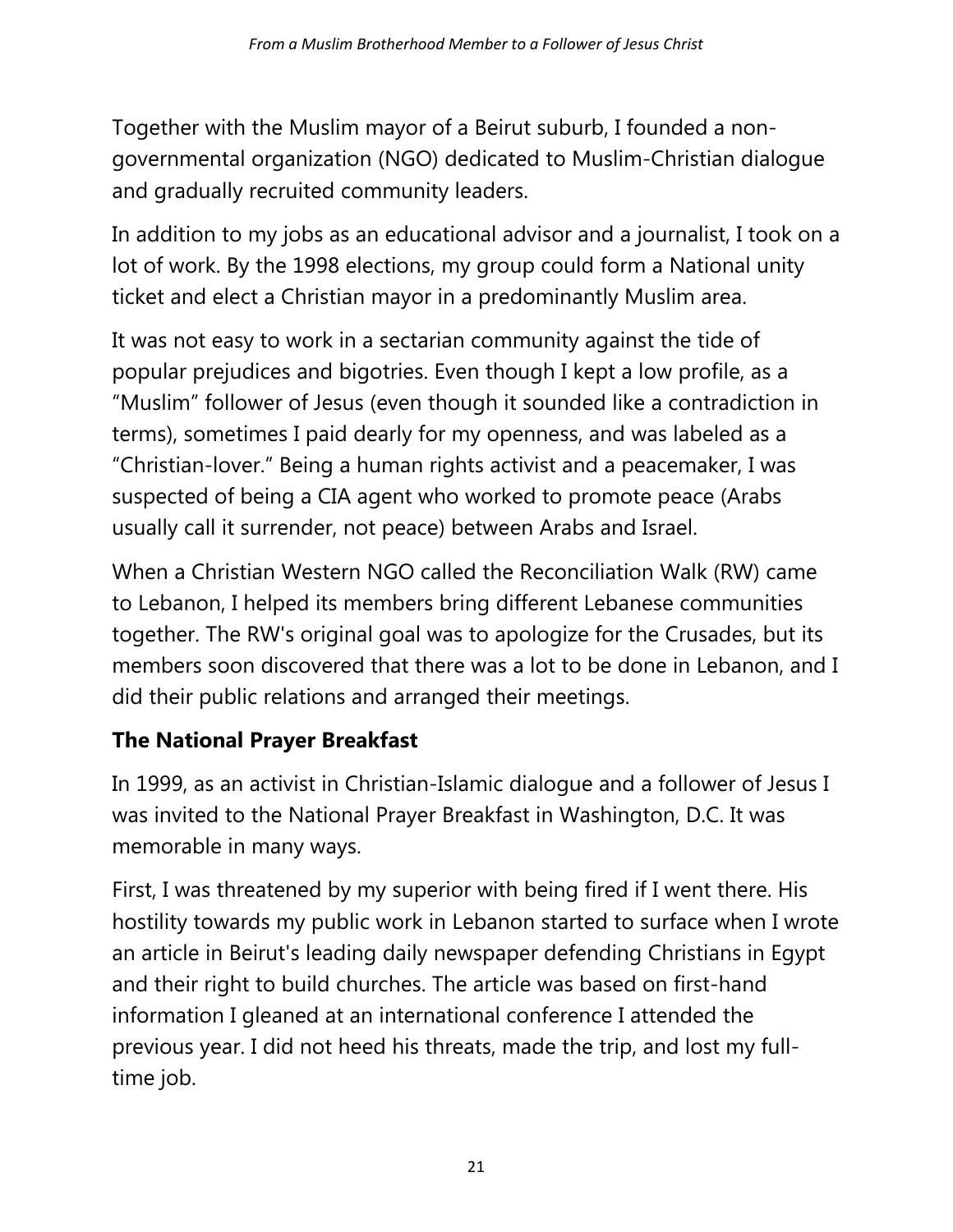Together with the Muslim mayor of a Beirut suburb, I founded a non-governmental organization (NGO) dedicated to Muslim-Christian dialogue and gradually recruited community leaders.

In addition to my jobs as an educational advisor and a journalist, I took on a lot of work. By the 1998 elections, my group could form a National unity ticket and elect a Christian mayor in a predominantly Muslim area.

It was not easy to work in a sectarian community against the tide of popular prejudices and bigotries. Even though I kept a low profile, as a "Muslim" follower of Jesus (even though it sounded like a contradiction in terms), sometimes I paid dearly for my openness, and was labeled as a "Christian-lover." Being a human rights activist and a peacemaker, I was suspected of being a CIA agent who worked to promote peace (Arabs usually call it surrender, not peace) between Arabs and Israel.

When a Christian Western NGO called the Reconciliation Walk (RW) came to Lebanon, I helped its members bring different Lebanese communities together. The RW's original goal was to apologize for the Crusades, but its members soon discovered that there was a lot to be done in Lebanon, and I did their public relations and arranged their meetings.

### The National Prayer Breakfast

In 1999, as an activist in Christian-Islamic dialogue and a follower of Jesus I was invited to the National Prayer Breakfast in Washington, D.C. It was memorable in many ways.

First, I was threatened by my superior with being fired if I went there. His hostility towards my public work in Lebanon started to surface when I wrote an article in Beirut's leading daily newspaper defending Christians in Egypt and their right to build churches. The article was based on first-hand information I gleaned at an international conference I attended the previous year. I did not heed his threats, made the trip, and lost my full-time job.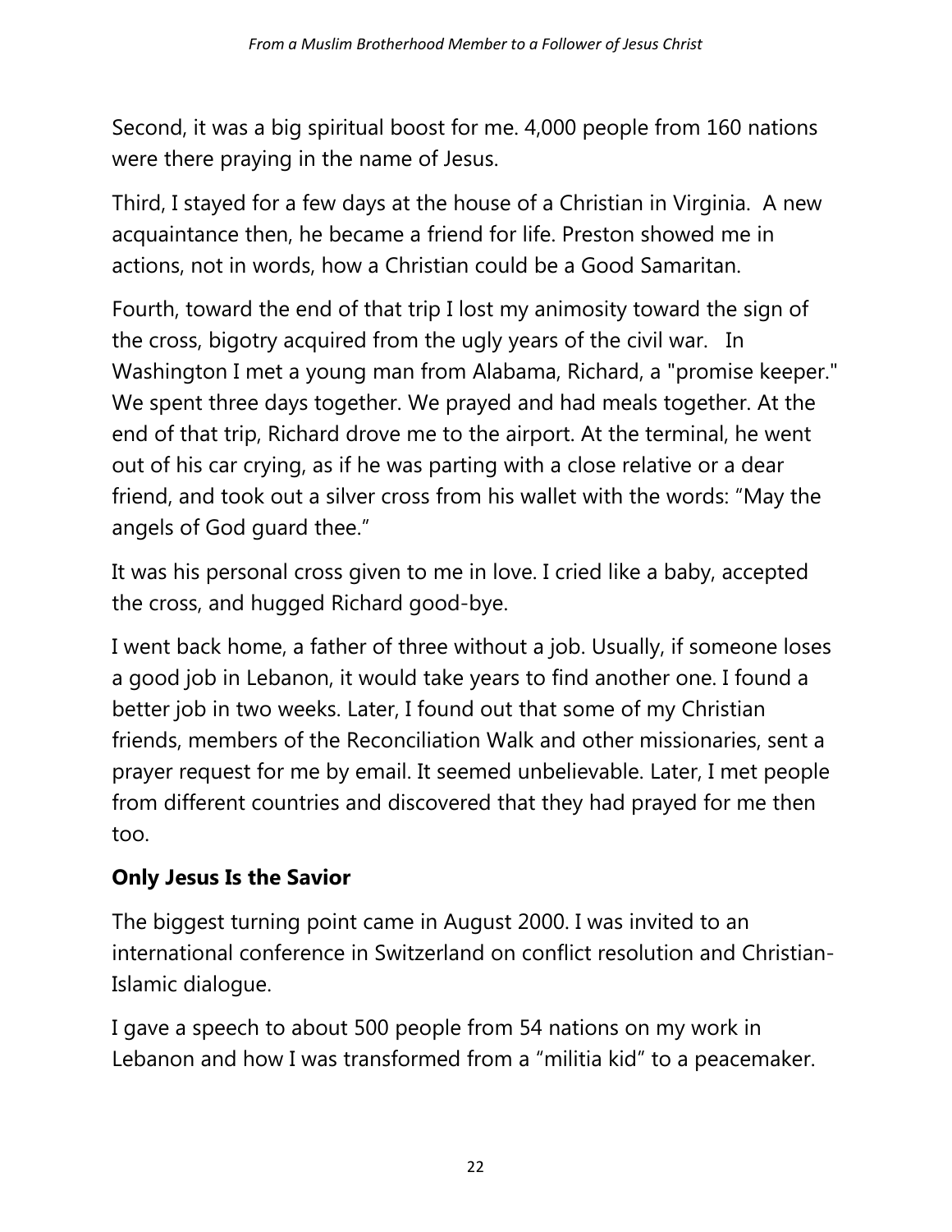Second, it was a big spiritual boost for me. 4,000 people from 160 nations were there praying in the name of Jesus.

Third, I stayed for a few days at the house of a Christian in Virginia. A new acquaintance then, he became a friend for life. Preston showed me in actions, not in words, how a Christian could be a Good Samaritan.

Fourth, toward the end of that trip I lost my animosity toward the sign of the cross, bigotry acquired from the ugly years of the civil war. In Washington I met a young man from Alabama, Richard, a "promise keeper." We spent three days together. We prayed and had meals together. At the end of that trip, Richard drove me to the airport. At the terminal, he went out of his car crying, as if he was parting with a close relative or a dear friend, and took out a silver cross from his wallet with the words: "May the angels of God guard thee."

It was his personal cross given to me in love. I cried like a baby, accepted the cross, and hugged Richard good-bye.

I went back home, a father of three without a job. Usually, if someone loses a good job in Lebanon, it would take years to find another one. I found a better job in two weeks. Later, I found out that some of my Christian friends, members of the Reconciliation Walk and other missionaries, sent a prayer request for me by email. It seemed unbelievable. Later, I met people from different countries and discovered that they had prayed for me then too.

## Only Jesus Is the Savior

The biggest turning point came in August 2000. I was invited to an international conference in Switzerland on conflict resolution and Christian-Islamic dialogue.

I gave a speech to about 500 people from 54 nations on my work in Lebanon and how I was transformed from a "militia kid" to a peacemaker.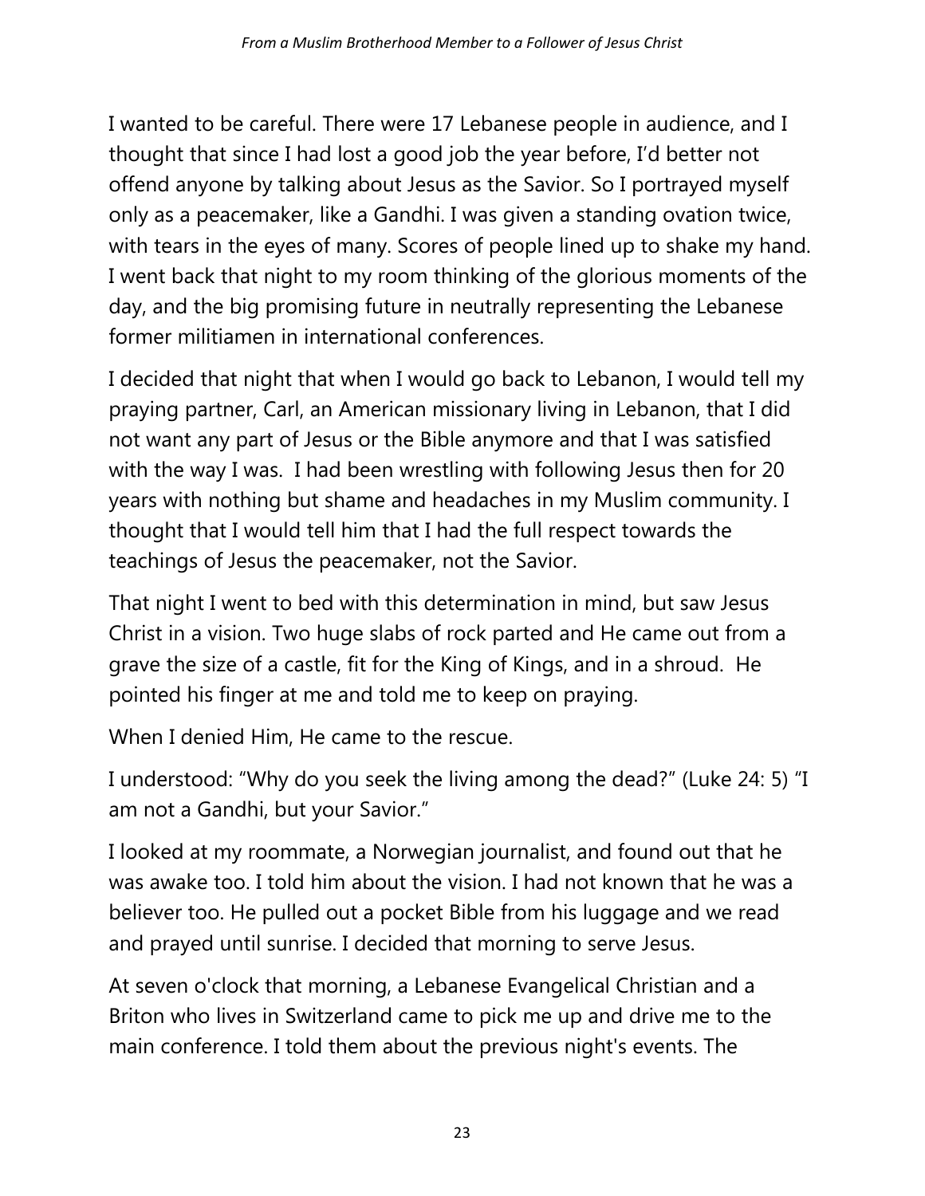I wanted to be careful. There were 17 Lebanese people in audience, and I thought that since I had lost a good job the year before, I'd better not offend anyone by talking about Jesus as the Savior. So I portrayed myself only as a peacemaker, like a Gandhi. I was given a standing ovation twice, with tears in the eyes of many. Scores of people lined up to shake my hand. I went back that night to my room thinking of the glorious moments of the day, and the big promising future in neutrally representing the Lebanese former militiamen in international conferences.

I decided that night that when I would go back to Lebanon, I would tell my praying partner, Carl, an American missionary living in Lebanon, that I did not want any part of Jesus or the Bible anymore and that I was satisfied with the way I was. I had been wrestling with following Jesus then for 20 years with nothing but shame and headaches in my Muslim community. I thought that I would tell him that I had the full respect towards the teachings of Jesus the peacemaker, not the Savior.

That night I went to bed with this determination in mind, but saw Jesus Christ in a vision. Two huge slabs of rock parted and He came out from a grave the size of a castle, fit for the King of Kings, and in a shroud. He pointed his finger at me and told me to keep on praying.

When I denied Him, He came to the rescue.

I understood: "Why do you seek the living among the dead?" (Luke 24: 5) "I am not a Gandhi, but your Savior."

I looked at my roommate, a Norwegian journalist, and found out that he was awake too. I told him about the vision. I had not known that he was a believer too. He pulled out a pocket Bible from his luggage and we read and prayed until sunrise. I decided that morning to serve Jesus.

At seven o'clock that morning, a Lebanese Evangelical Christian and a Briton who lives in Switzerland came to pick me up and drive me to the main conference. I told them about the previous night's events. The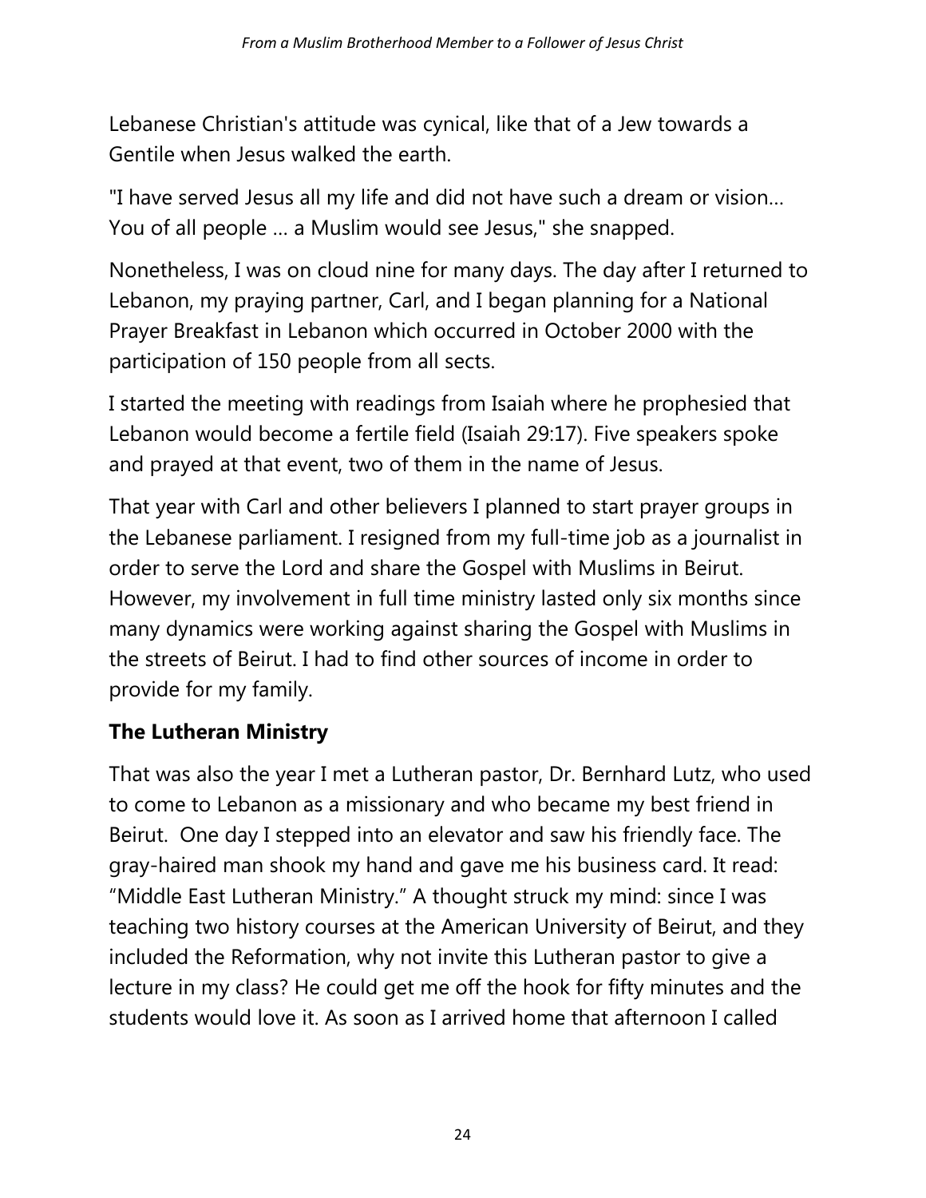Lebanese Christian's attitude was cynical, like that of a Jew towards a Gentile when Jesus walked the earth.

"I have served Jesus all my life and did not have such a dream or vision... You of all people ... a Muslim would see Jesus," she snapped.

Nonetheless, I was on cloud nine for many days. The day after I returned to Lebanon, my praying partner, Carl, and I began planning for a National Prayer Breakfast in Lebanon which occurred in October 2000 with the participation of 150 people from all sects.

I started the meeting with readings from Isaiah where he prophesied that Lebanon would become a fertile field (Isaiah 29:17). Five speakers spoke and prayed at that event, two of them in the name of Jesus.

That year with Carl and other believers I planned to start prayer groups in the Lebanese parliament. I resigned from my full-time job as a journalist in order to serve the Lord and share the Gospel with Muslims in Beirut. However, my involvement in full time ministry lasted only six months since many dynamics were working against sharing the Gospel with Muslims in the streets of Beirut. I had to find other sources of income in order to provide for my family.

**The Lutheran Ministry**

That was also the year I met a Lutheran pastor, Dr. Bernhard Lutz, who used to come to Lebanon as a missionary and who became my best friend in Beirut. One day I stepped into an elevator and saw his friendly face. The gray-haired man shook my hand and gave me his business card. It read: “Middle East Lutheran Ministry.” A thought struck my mind: since I was teaching two history courses at the American University of Beirut, and they included the Reformation, why not invite this Lutheran pastor to give a lecture in my class? He could get me off the hook for fifty minutes and the students would love it. As soon as I arrived home that afternoon I called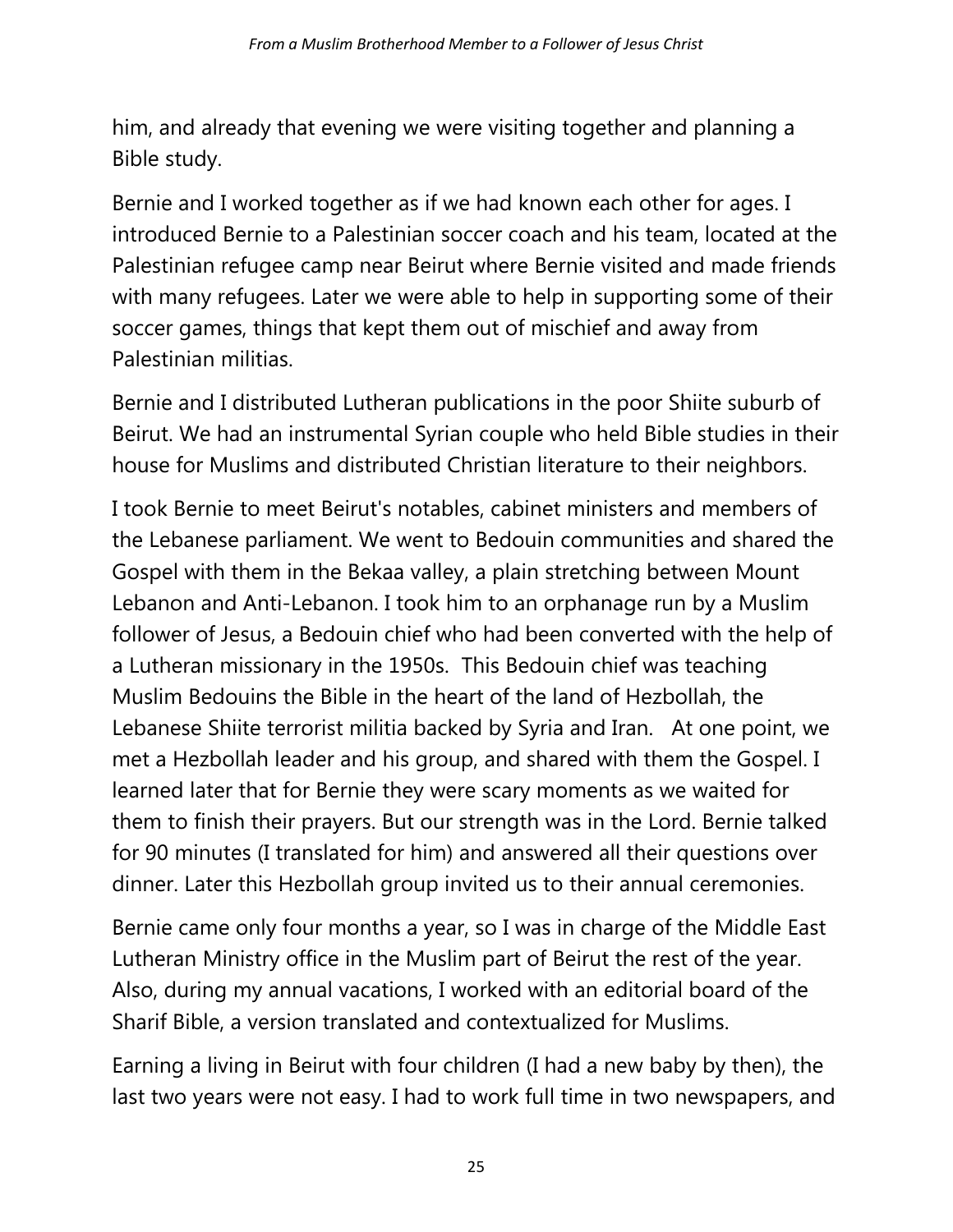him, and already that evening we were visiting together and planning a Bible study.

Bernie and I worked together as if we had known each other for ages. I introduced Bernie to a Palestinian soccer coach and his team, located at the Palestinian refugee camp near Beirut where Bernie visited and made friends with many refugees. Later we were able to help in supporting some of their soccer games, things that kept them out of mischief and away from Palestinian militias.

Bernie and I distributed Lutheran publications in the poor Shiite suburb of Beirut. We had an instrumental Syrian couple who held Bible studies in their house for Muslims and distributed Christian literature to their neighbors.

I took Bernie to meet Beirut's notables, cabinet ministers and members of the Lebanese parliament. We went to Bedouin communities and shared the Gospel with them in the Bekaa valley, a plain stretching between Mount Lebanon and Anti-Lebanon. I took him to an orphanage run by a Muslim follower of Jesus, a Bedouin chief who had been converted with the help of a Lutheran missionary in the 1950s. This Bedouin chief was teaching Muslim Bedouins the Bible in the heart of the land of Hezbollah, the Lebanese Shiite terrorist militia backed by Syria and Iran. At one point, we met a Hezbollah leader and his group, and shared with them the Gospel. I learned later that for Bernie they were scary moments as we waited for them to finish their prayers. But our strength was in the Lord. Bernie talked for 90 minutes (I translated for him) and answered all their questions over dinner. Later this Hezbollah group invited us to their annual ceremonies.

Bernie came only four months a year, so I was in charge of the Middle East Lutheran Ministry office in the Muslim part of Beirut the rest of the year. Also, during my annual vacations, I worked with an editorial board of the Sharif Bible, a version translated and contextualized for Muslims.

Earning a living in Beirut with four children (I had a new baby by then), the last two years were not easy. I had to work full time in two newspapers, and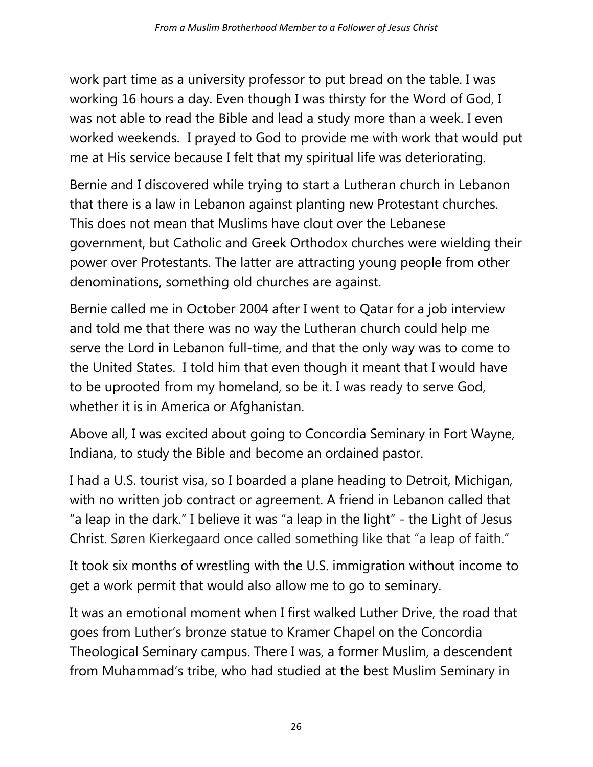work part time as a university professor to put bread on the table. I was working 16 hours a day. Even though I was thirsty for the Word of God, I was not able to read the Bible and lead a study more than a week. I even worked weekends.  I prayed to God to provide me with work that would put me at His service because I felt that my spiritual life was deteriorating.

Bernie and I discovered while trying to start a Lutheran church in Lebanon that there is a law in Lebanon against planting new Protestant churches. This does not mean that Muslims have clout over the Lebanese government, but Catholic and Greek Orthodox churches were wielding their power over Protestants. The latter are attracting young people from other denominations, something old churches are against.

Bernie called me in October 2004 after I went to Qatar for a job interview and told me that there was no way the Lutheran church could help me serve the Lord in Lebanon full-time, and that the only way was to come to the United States.  I told him that even though it meant that I would have to be uprooted from my homeland, so be it. I was ready to serve God, whether it is in America or Afghanistan.

Above all, I was excited about going to Concordia Seminary in Fort Wayne, Indiana, to study the Bible and become an ordained pastor.

I had a U.S. tourist visa, so I boarded a plane heading to Detroit, Michigan, with no written job contract or agreement. A friend in Lebanon called that "a leap in the dark." I believe it was "a leap in the light" - the Light of Jesus Christ. Søren Kierkegaard once called something like that "a leap of faith."

It took six months of wrestling with the U.S. immigration without income to get a work permit that would also allow me to go to seminary.

It was an emotional moment when I first walked Luther Drive, the road that goes from Luther's bronze statue to Kramer Chapel on the Concordia Theological Seminary campus. There I was, a former Muslim, a descendent from Muhammad's tribe, who had studied at the best Muslim Seminary in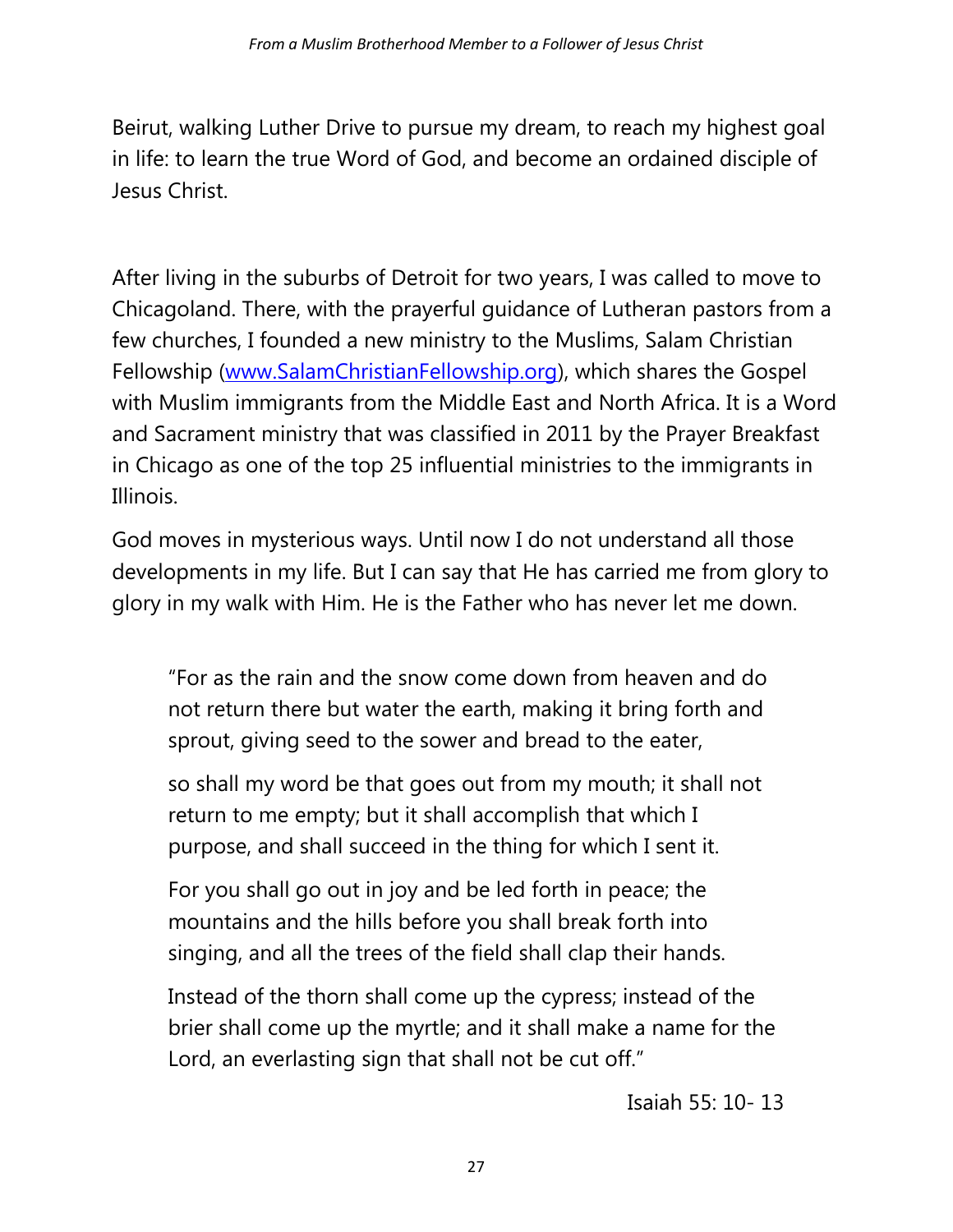Beirut, walking Luther Drive to pursue my dream, to reach my highest goal in life: to learn the true Word of God, and become an ordained disciple of Jesus Christ.

After living in the suburbs of Detroit for two years, I was called to move to Chicagoland. There, with the prayerful guidance of Lutheran pastors from a few churches, I founded a new ministry to the Muslims, Salam Christian Fellowship (www.SalamChristianFellowship.org), which shares the Gospel with Muslim immigrants from the Middle East and North Africa. It is a Word and Sacrament ministry that was classified in 2011 by the Prayer Breakfast in Chicago as one of the top 25 influential ministries to the immigrants in Illinois.

God moves in mysterious ways. Until now I do not understand all those developments in my life. But I can say that He has carried me from glory to glory in my walk with Him. He is the Father who has never let me down.

> "For as the rain and the snow come down from heaven and do not return there but water the earth, making it bring forth and sprout, giving seed to the sower and bread to the eater,
>
> so shall my word be that goes out from my mouth; it shall not return to me empty; but it shall accomplish that which I purpose, and shall succeed in the thing for which I sent it.
>
> For you shall go out in joy and be led forth in peace; the mountains and the hills before you shall break forth into singing, and all the trees of the field shall clap their hands.
>
> Instead of the thorn shall come up the cypress; instead of the brier shall come up the myrtle; and it shall make a name for the Lord, an everlasting sign that shall not be cut off."
>
> Isaiah 55: 10- 13